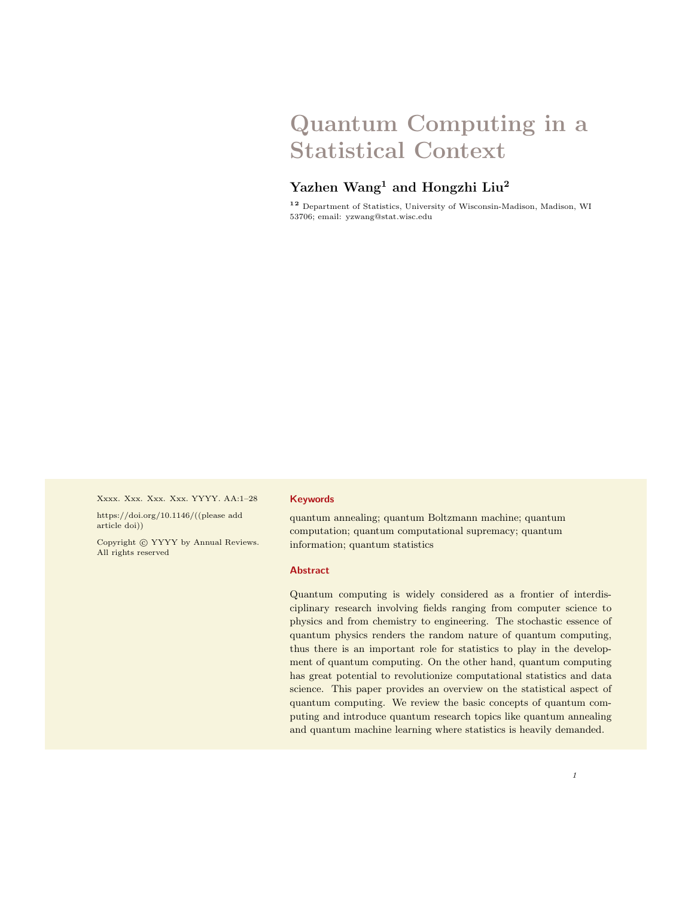# Quantum Computing in a Statistical Context

**Yazhen Wang[1] and Hongzhi Liu[2]**

[1,2] Department of Statistics, University of Wisconsin-Madison, Madison, WI 53706; email: yzwang@stat.wisc.edu

Xxxx. Xxx. Xxx. Xxx. YYYY. AA:1–28

https://doi.org/10.1146/((please add article doi))

Copyright © YYYY by Annual Reviews. All rights reserved

## Keywords

quantum annealing; quantum Boltzmann machine; quantum computation; quantum computational supremacy; quantum information; quantum statistics

## Abstract

Quantum computing is widely considered as a frontier of interdisciplinary research involving fields ranging from computer science to physics and from chemistry to engineering. The stochastic essence of quantum physics renders the random nature of quantum computing, thus there is an important role for statistics to play in the development of quantum computing. On the other hand, quantum computing has great potential to revolutionize computational statistics and data science. This paper provides an overview on the statistical aspect of quantum computing. We review the basic concepts of quantum computing and introduce quantum research topics like quantum annealing and quantum machine learning where statistics is heavily demanded.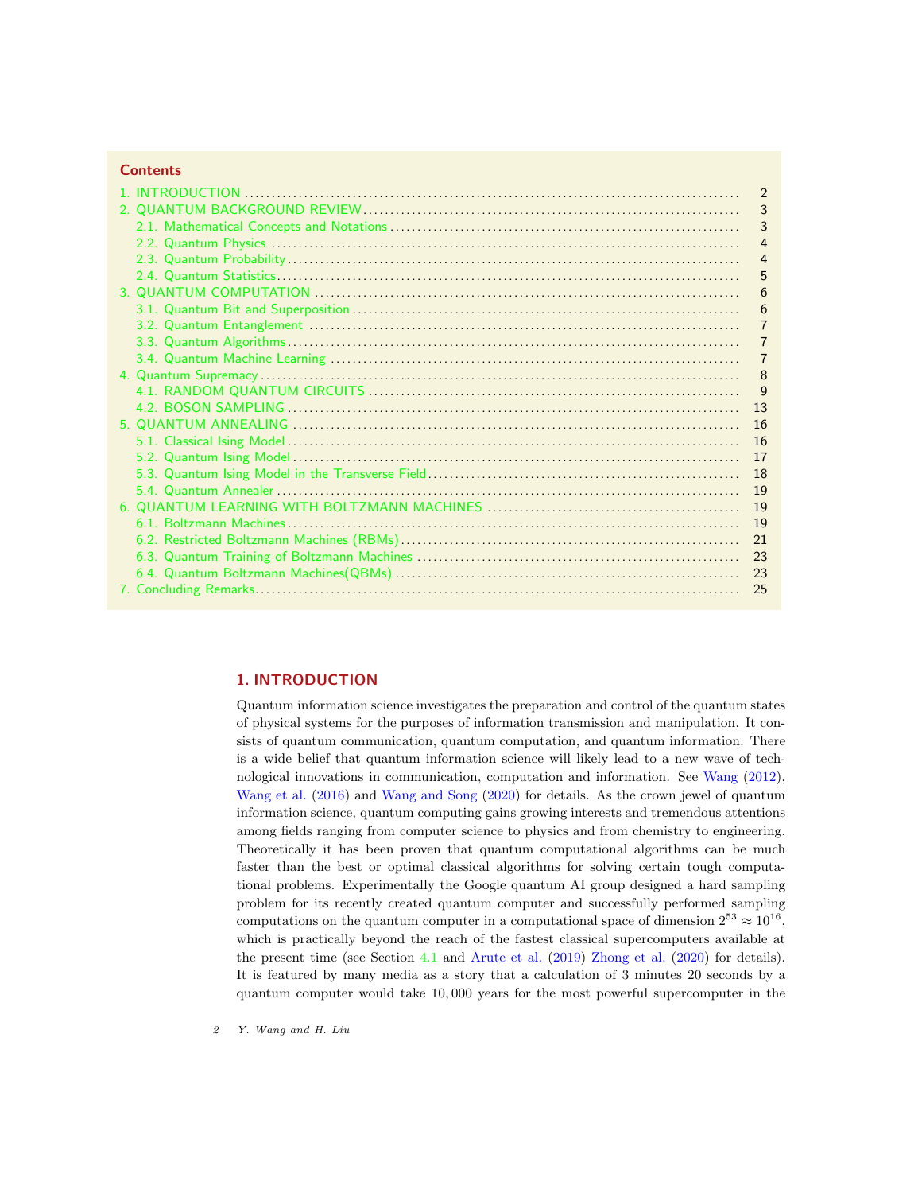## Contents

1. INTRODUCTION ..... 2
2. QUANTUM BACKGROUND REVIEW ..... 3
   - 2.1. Mathematical Concepts and Notations ..... 3
   - 2.2. Quantum Physics ..... 4
   - 2.3. Quantum Probability ..... 4
   - 2.4. Quantum Statistics ..... 5
3. QUANTUM COMPUTATION ..... 6
   - 3.1. Quantum Bit and Superposition ..... 6
   - 3.2. Quantum Entanglement ..... 7
   - 3.3. Quantum Algorithms ..... 7
   - 3.4. Quantum Machine Learning ..... 7
4. Quantum Supremacy ..... 8
   - 4.1. RANDOM QUANTUM CIRCUITS ..... 9
   - 4.2. BOSON SAMPLING ..... 13
5. QUANTUM ANNEALING ..... 16
   - 5.1. Classical Ising Model ..... 16
   - 5.2. Quantum Ising Model ..... 17
   - 5.3. Quantum Ising Model in the Transverse Field ..... 18
   - 5.4. Quantum Annealer ..... 19
6. QUANTUM LEARNING WITH BOLTZMANN MACHINES ..... 19
   - 6.1. Boltzmann Machines ..... 19
   - 6.2. Restricted Boltzmann Machines (RBMs) ..... 21
   - 6.3. Quantum Training of Boltzmann Machines ..... 23
   - 6.4. Quantum Boltzmann Machines(QBMs) ..... 23
7. Concluding Remarks ..... 25

## 1. INTRODUCTION

Quantum information science investigates the preparation and control of the quantum states of physical systems for the purposes of information transmission and manipulation. It consists of quantum communication, quantum computation, and quantum information. There is a wide belief that quantum information science will likely lead to a new wave of technological innovations in communication, computation and information. See Wang (2012), Wang et al. (2016) and Wang and Song (2020) for details. As the crown jewel of quantum information science, quantum computing gains growing interests and tremendous attentions among fields ranging from computer science to physics and from chemistry to engineering. Theoretically it has been proven that quantum computational algorithms can be much faster than the best or optimal classical algorithms for solving certain tough computational problems. Experimentally the Google quantum AI group designed a hard sampling problem for its recently created quantum computer and successfully performed sampling computations on the quantum computer in a computational space of dimension $2^{53} \approx 10^{16}$, which is practically beyond the reach of the fastest classical supercomputers available at the present time (see Section 4.1 and Arute et al. (2019) Zhong et al. (2020) for details). It is featured by many media as a story that a calculation of 3 minutes 20 seconds by a quantum computer would take 10,000 years for the most powerful supercomputer in the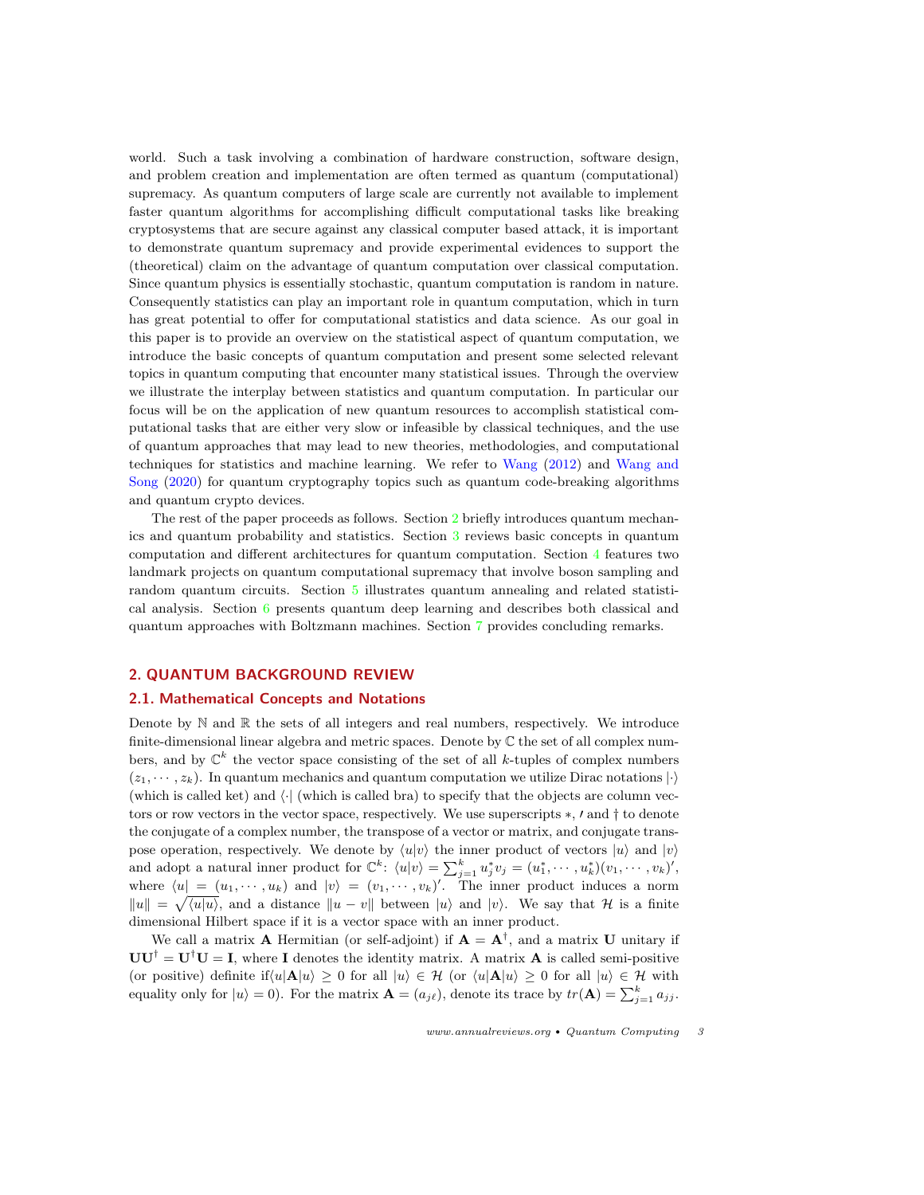world. Such a task involving a combination of hardware construction, software design, and problem creation and implementation are often termed as quantum (computational) supremacy. As quantum computers of large scale are currently not available to implement faster quantum algorithms for accomplishing difficult computational tasks like breaking cryptosystems that are secure against any classical computer based attack, it is important to demonstrate quantum supremacy and provide experimental evidences to support the (theoretical) claim on the advantage of quantum computation over classical computation. Since quantum physics is essentially stochastic, quantum computation is random in nature. Consequently statistics can play an important role in quantum computation, which in turn has great potential to offer for computational statistics and data science. As our goal in this paper is to provide an overview on the statistical aspect of quantum computation, we introduce the basic concepts of quantum computation and present some selected relevant topics in quantum computing that encounter many statistical issues. Through the overview we illustrate the interplay between statistics and quantum computation. In particular our focus will be on the application of new quantum resources to accomplish statistical computational tasks that are either very slow or infeasible by classical techniques, and the use of quantum approaches that may lead to new theories, methodologies, and computational techniques for statistics and machine learning. We refer to Wang (2012) and Wang and Song (2020) for quantum cryptography topics such as quantum code-breaking algorithms and quantum crypto devices.

The rest of the paper proceeds as follows. Section 2 briefly introduces quantum mechanics and quantum probability and statistics. Section 3 reviews basic concepts in quantum computation and different architectures for quantum computation. Section 4 features two landmark projects on quantum computational supremacy that involve boson sampling and random quantum circuits. Section 5 illustrates quantum annealing and related statistical analysis. Section 6 presents quantum deep learning and describes both classical and quantum approaches with Boltzmann machines. Section 7 provides concluding remarks.

## 2. QUANTUM BACKGROUND REVIEW

### 2.1. Mathematical Concepts and Notations

Denote by $\mathbb{N}$ and $\mathbb{R}$ the sets of all integers and real numbers, respectively. We introduce finite-dimensional linear algebra and metric spaces. Denote by $\mathbb{C}$ the set of all complex numbers, and by $\mathbb{C}^k$ the vector space consisting of the set of all $k$-tuples of complex numbers $(z_1, \cdots, z_k)$. In quantum mechanics and quantum computation we utilize Dirac notations $|\cdot\rangle$ (which is called ket) and $\langle\cdot|$ (which is called bra) to specify that the objects are column vectors or row vectors in the vector space, respectively. We use superscripts $*$, $'$ and $\dagger$ to denote the conjugate of a complex number, the transpose of a vector or matrix, and conjugate transpose operation, respectively. We denote by $\langle u|v\rangle$ the inner product of vectors $|u\rangle$ and $|v\rangle$ and adopt a natural inner product for $\mathbb{C}^k$: $\langle u|v\rangle = \sum_{j=1}^{k} u_j^* v_j = (u_1^*, \cdots, u_k^*)(v_1, \cdots, v_k)'$, where $\langle u| = (u_1, \cdots, u_k)$ and $|v\rangle = (v_1, \cdots, v_k)'$. The inner product induces a norm $\|u\| = \sqrt{\langle u|u\rangle}$, and a distance $\|u - v\|$ between $|u\rangle$ and $|v\rangle$. We say that $\mathcal{H}$ is a finite dimensional Hilbert space if it is a vector space with an inner product.

We call a matrix $\mathbf{A}$ Hermitian (or self-adjoint) if $\mathbf{A} = \mathbf{A}^\dagger$, and a matrix $\mathbf{U}$ unitary if $\mathbf{U}\mathbf{U}^\dagger = \mathbf{U}^\dagger\mathbf{U} = \mathbf{I}$, where $\mathbf{I}$ denotes the identity matrix. A matrix $\mathbf{A}$ is called semi-positive (or positive) definite if $\langle u|\mathbf{A}|u\rangle \geq 0$ for all $|u\rangle \in \mathcal{H}$ (or $\langle u|\mathbf{A}|u\rangle \geq 0$ for all $|u\rangle \in \mathcal{H}$ with equality only for $|u\rangle = 0$). For the matrix $\mathbf{A} = (a_{j\ell})$, denote its trace by $tr(\mathbf{A}) = \sum_{j=1}^{k} a_{jj}$.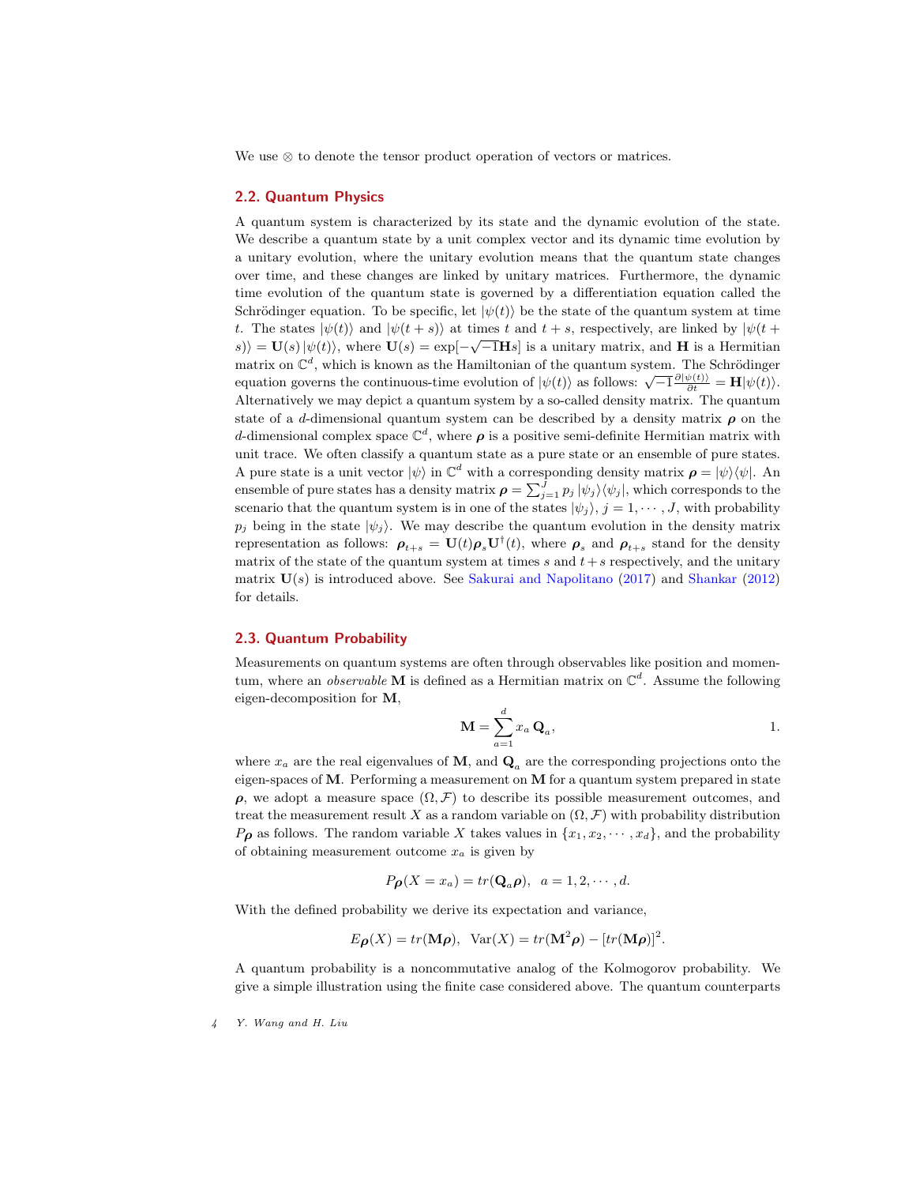We use $\otimes$ to denote the tensor product operation of vectors or matrices.

## 2.2. Quantum Physics

A quantum system is characterized by its state and the dynamic evolution of the state. We describe a quantum state by a unit complex vector and its dynamic time evolution by a unitary evolution, where the unitary evolution means that the quantum state changes over time, and these changes are linked by unitary matrices. Furthermore, the dynamic time evolution of the quantum state is governed by a differentiation equation called the Schrödinger equation. To be specific, let $|\psi(t)\rangle$ be the state of the quantum system at time $t$. The states $|\psi(t)\rangle$ and $|\psi(t+s)\rangle$ at times $t$ and $t+s$, respectively, are linked by $|\psi(t+s)\rangle = \mathbf{U}(s)\,|\psi(t)\rangle$, where $\mathbf{U}(s) = \exp[-\sqrt{-1}\mathbf{H}s]$ is a unitary matrix, and $\mathbf{H}$ is a Hermitian matrix on $\mathbb{C}^d$, which is known as the Hamiltonian of the quantum system. The Schrödinger equation governs the continuous-time evolution of $|\psi(t)\rangle$ as follows: $\sqrt{-1}\frac{\partial|\psi(t)\rangle}{\partial t} = \mathbf{H}|\psi(t)\rangle$. Alternatively we may depict a quantum system by a so-called density matrix. The quantum state of a $d$-dimensional quantum system can be described by a density matrix $\boldsymbol{\rho}$ on the $d$-dimensional complex space $\mathbb{C}^d$, where $\boldsymbol{\rho}$ is a positive semi-definite Hermitian matrix with unit trace. We often classify a quantum state as a pure state or an ensemble of pure states. A pure state is a unit vector $|\psi\rangle$ in $\mathbb{C}^d$ with a corresponding density matrix $\boldsymbol{\rho} = |\psi\rangle\langle\psi|$. An ensemble of pure states has a density matrix $\boldsymbol{\rho} = \sum_{j=1}^{J} p_j\,|\psi_j\rangle\langle\psi_j|$, which corresponds to the scenario that the quantum system is in one of the states $|\psi_j\rangle$, $j = 1, \cdots, J$, with probability $p_j$ being in the state $|\psi_j\rangle$. We may describe the quantum evolution in the density matrix representation as follows: $\boldsymbol{\rho}_{t+s} = \mathbf{U}(t)\boldsymbol{\rho}_s\mathbf{U}^\dagger(t)$, where $\boldsymbol{\rho}_s$ and $\boldsymbol{\rho}_{t+s}$ stand for the density matrix of the state of the quantum system at times $s$ and $t+s$ respectively, and the unitary matrix $\mathbf{U}(s)$ is introduced above. See Sakurai and Napolitano (2017) and Shankar (2012) for details.

## 2.3. Quantum Probability

Measurements on quantum systems are often through observables like position and momentum, where an *observable* $\mathbf{M}$ is defined as a Hermitian matrix on $\mathbb{C}^d$. Assume the following eigen-decomposition for $\mathbf{M}$,

$$\mathbf{M} = \sum_{a=1}^{d} x_a\,\mathbf{Q}_a, \tag{1}$$

where $x_a$ are the real eigenvalues of $\mathbf{M}$, and $\mathbf{Q}_a$ are the corresponding projections onto the eigen-spaces of $\mathbf{M}$. Performing a measurement on $\mathbf{M}$ for a quantum system prepared in state $\boldsymbol{\rho}$, we adopt a measure space $(\Omega, \mathcal{F})$ to describe its possible measurement outcomes, and treat the measurement result $X$ as a random variable on $(\Omega, \mathcal{F})$ with probability distribution $P_{\boldsymbol{\rho}}$ as follows. The random variable $X$ takes values in $\{x_1, x_2, \cdots, x_d\}$, and the probability of obtaining measurement outcome $x_a$ is given by

$$P_{\boldsymbol{\rho}}(X = x_a) = tr(\mathbf{Q}_a\boldsymbol{\rho}), \quad a = 1, 2, \cdots, d.$$

With the defined probability we derive its expectation and variance,

$$E_{\boldsymbol{\rho}}(X) = tr(\mathbf{M}\boldsymbol{\rho}), \quad \mathrm{Var}(X) = tr(\mathbf{M}^2\boldsymbol{\rho}) - [tr(\mathbf{M}\boldsymbol{\rho})]^2.$$

A quantum probability is a noncommutative analog of the Kolmogorov probability. We give a simple illustration using the finite case considered above. The quantum counterparts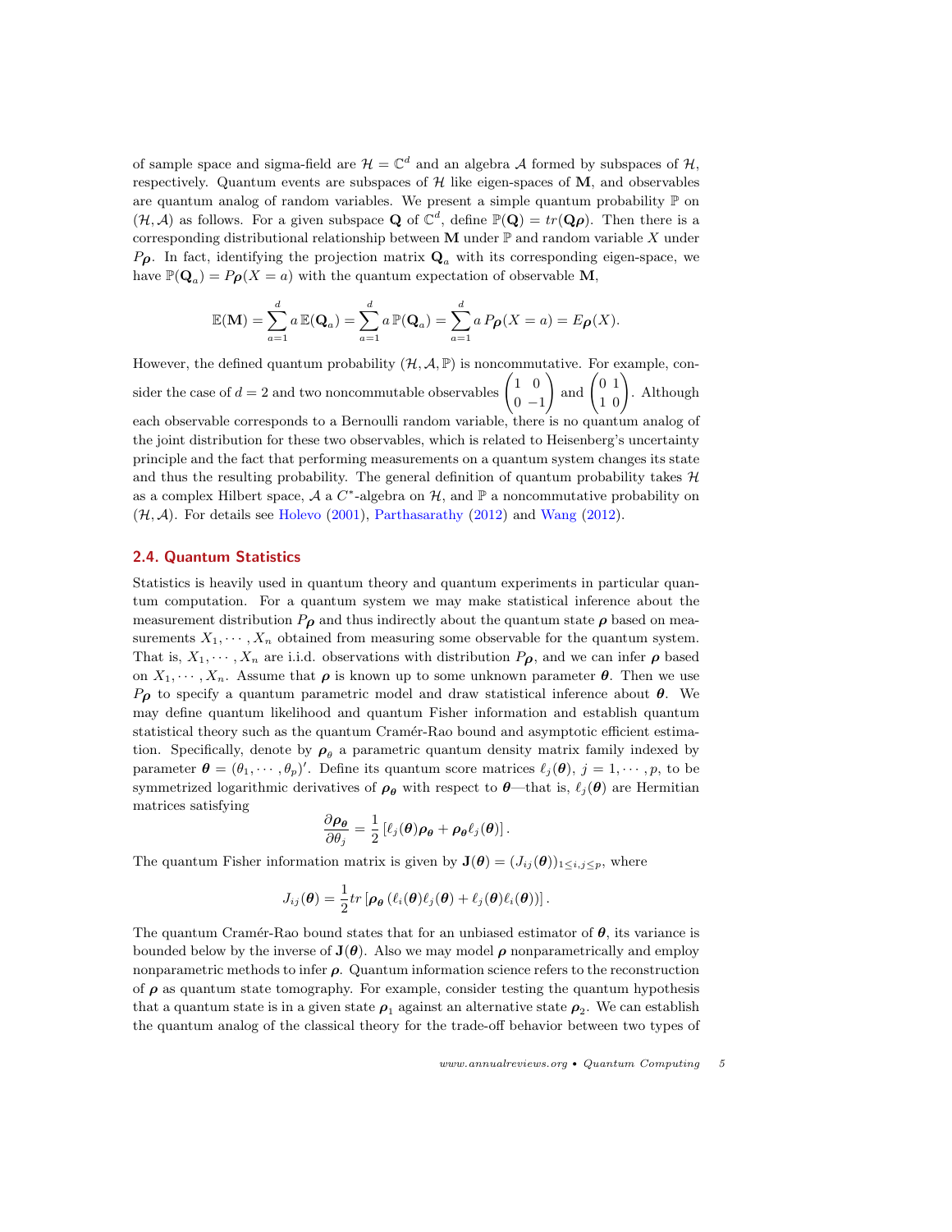of sample space and sigma-field are $\mathcal{H} = \mathbb{C}^d$ and an algebra $\mathcal{A}$ formed by subspaces of $\mathcal{H}$, respectively. Quantum events are subspaces of $\mathcal{H}$ like eigen-spaces of $\mathbf{M}$, and observables are quantum analog of random variables. We present a simple quantum probability $\mathbb{P}$ on $(\mathcal{H}, \mathcal{A})$ as follows. For a given subspace $\mathbf{Q}$ of $\mathbb{C}^d$, define $\mathbb{P}(\mathbf{Q}) = tr(\mathbf{Q}\boldsymbol{\rho})$. Then there is a corresponding distributional relationship between $\mathbf{M}$ under $\mathbb{P}$ and random variable $X$ under $P_{\boldsymbol{\rho}}$. In fact, identifying the projection matrix $\mathbf{Q}_a$ with its corresponding eigen-space, we have $\mathbb{P}(\mathbf{Q}_a) = P_{\boldsymbol{\rho}}(X = a)$ with the quantum expectation of observable $\mathbf{M}$,

$$\mathbb{E}(\mathbf{M}) = \sum_{a=1}^{d} a\,\mathbb{E}(\mathbf{Q}_a) = \sum_{a=1}^{d} a\,\mathbb{P}(\mathbf{Q}_a) = \sum_{a=1}^{d} a\,P_{\boldsymbol{\rho}}(X = a) = E_{\boldsymbol{\rho}}(X).$$

However, the defined quantum probability $(\mathcal{H}, \mathcal{A}, \mathbb{P})$ is noncommutative. For example, consider the case of $d = 2$ and two noncommutable observables $\begin{pmatrix} 1 & 0 \\ 0 & -1 \end{pmatrix}$ and $\begin{pmatrix} 0 & 1 \\ 1 & 0 \end{pmatrix}$. Although each observable corresponds to a Bernoulli random variable, there is no quantum analog of the joint distribution for these two observables, which is related to Heisenberg's uncertainty principle and the fact that performing measurements on a quantum system changes its state and thus the resulting probability. The general definition of quantum probability takes $\mathcal{H}$ as a complex Hilbert space, $\mathcal{A}$ a $C^*$-algebra on $\mathcal{H}$, and $\mathbb{P}$ a noncommutative probability on $(\mathcal{H}, \mathcal{A})$. For details see Holevo (2001), Parthasarathy (2012) and Wang (2012).

## 2.4. Quantum Statistics

Statistics is heavily used in quantum theory and quantum experiments in particular quantum computation. For a quantum system we may make statistical inference about the measurement distribution $P_{\boldsymbol{\rho}}$ and thus indirectly about the quantum state $\boldsymbol{\rho}$ based on measurements $X_1, \cdots, X_n$ obtained from measuring some observable for the quantum system. That is, $X_1, \cdots, X_n$ are i.i.d. observations with distribution $P_{\boldsymbol{\rho}}$, and we can infer $\boldsymbol{\rho}$ based on $X_1, \cdots, X_n$. Assume that $\boldsymbol{\rho}$ is known up to some unknown parameter $\boldsymbol{\theta}$. Then we use $P_{\boldsymbol{\rho}}$ to specify a quantum parametric model and draw statistical inference about $\boldsymbol{\theta}$. We may define quantum likelihood and quantum Fisher information and establish quantum statistical theory such as the quantum Cramér-Rao bound and asymptotic efficient estimation. Specifically, denote by $\boldsymbol{\rho}_\theta$ a parametric quantum density matrix family indexed by parameter $\boldsymbol{\theta} = (\theta_1, \cdots, \theta_p)'$. Define its quantum score matrices $\ell_j(\boldsymbol{\theta})$, $j = 1, \cdots, p$, to be symmetrized logarithmic derivatives of $\boldsymbol{\rho}_{\boldsymbol{\theta}}$ with respect to $\boldsymbol{\theta}$—that is, $\ell_j(\boldsymbol{\theta})$ are Hermitian matrices satisfying

$$\frac{\partial \boldsymbol{\rho}_{\boldsymbol{\theta}}}{\partial \theta_j} = \frac{1}{2}\left[\ell_j(\boldsymbol{\theta})\boldsymbol{\rho}_{\boldsymbol{\theta}} + \boldsymbol{\rho}_{\boldsymbol{\theta}}\ell_j(\boldsymbol{\theta})\right].$$

The quantum Fisher information matrix is given by $\mathbf{J}(\boldsymbol{\theta}) = (J_{ij}(\boldsymbol{\theta}))_{1 \le i,j \le p}$, where

$$J_{ij}(\boldsymbol{\theta}) = \frac{1}{2} tr\left[\boldsymbol{\rho}_{\boldsymbol{\theta}}\left(\ell_i(\boldsymbol{\theta})\ell_j(\boldsymbol{\theta}) + \ell_j(\boldsymbol{\theta})\ell_i(\boldsymbol{\theta})\right)\right].$$

The quantum Cramér-Rao bound states that for an unbiased estimator of $\boldsymbol{\theta}$, its variance is bounded below by the inverse of $\mathbf{J}(\boldsymbol{\theta})$. Also we may model $\boldsymbol{\rho}$ nonparametrically and employ nonparametric methods to infer $\boldsymbol{\rho}$. Quantum information science refers to the reconstruction of $\boldsymbol{\rho}$ as quantum state tomography. For example, consider testing the quantum hypothesis that a quantum state is in a given state $\boldsymbol{\rho}_1$ against an alternative state $\boldsymbol{\rho}_2$. We can establish the quantum analog of the classical theory for the trade-off behavior between two types of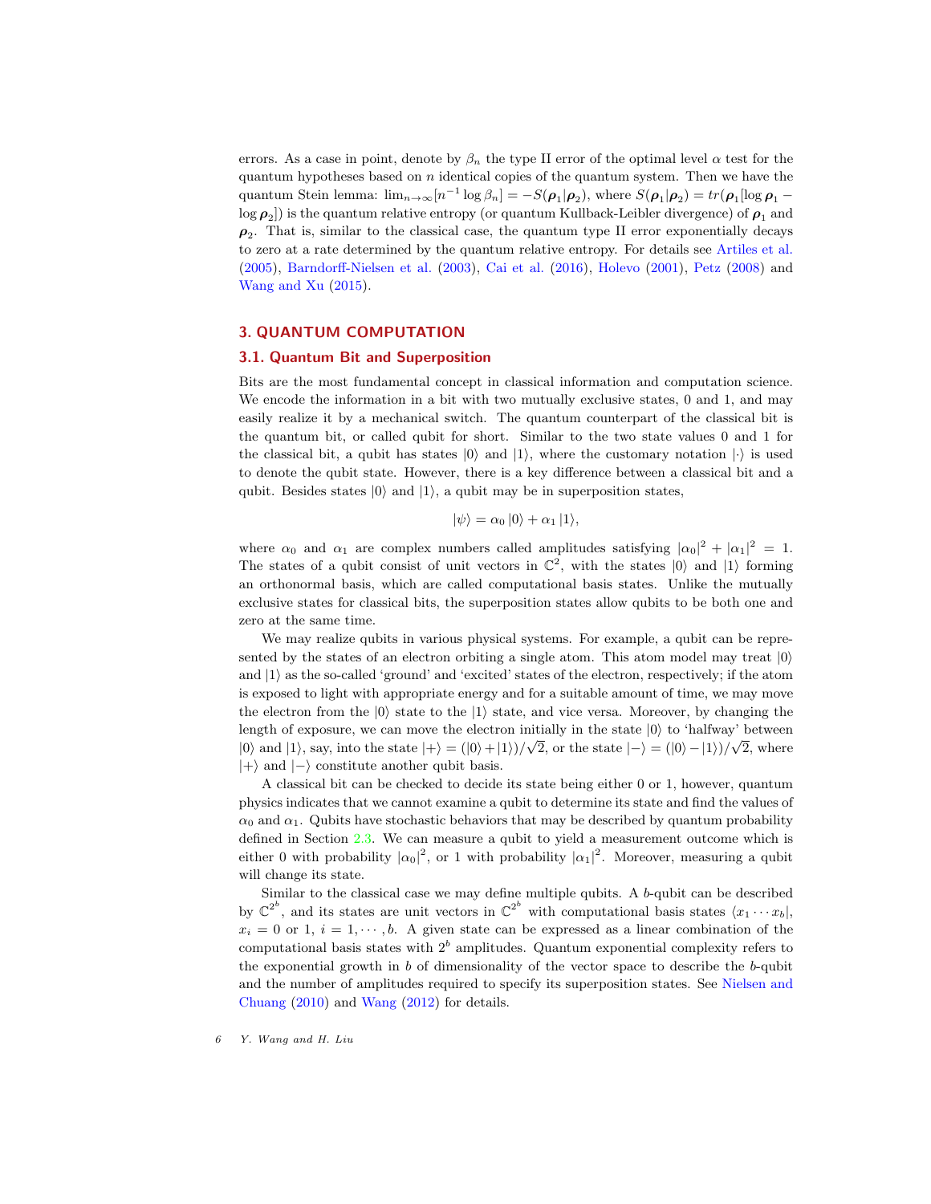errors. As a case in point, denote by $\beta_n$ the type II error of the optimal level $\alpha$ test for the quantum hypotheses based on $n$ identical copies of the quantum system. Then we have the quantum Stein lemma: $\lim_{n\to\infty}[n^{-1}\log\beta_n] = -S(\boldsymbol{\rho}_1|\boldsymbol{\rho}_2)$, where $S(\boldsymbol{\rho}_1|\boldsymbol{\rho}_2) = tr(\boldsymbol{\rho}_1[\log\boldsymbol{\rho}_1 - \log\boldsymbol{\rho}_2])$ is the quantum relative entropy (or quantum Kullback-Leibler divergence) of $\boldsymbol{\rho}_1$ and $\boldsymbol{\rho}_2$. That is, similar to the classical case, the quantum type II error exponentially decays to zero at a rate determined by the quantum relative entropy. For details see Artiles et al. (2005), Barndorff-Nielsen et al. (2003), Cai et al. (2016), Holevo (2001), Petz (2008) and Wang and Xu (2015).

## 3. QUANTUM COMPUTATION

### 3.1. Quantum Bit and Superposition

Bits are the most fundamental concept in classical information and computation science. We encode the information in a bit with two mutually exclusive states, 0 and 1, and may easily realize it by a mechanical switch. The quantum counterpart of the classical bit is the quantum bit, or called qubit for short. Similar to the two state values 0 and 1 for the classical bit, a qubit has states $|0\rangle$ and $|1\rangle$, where the customary notation $|\cdot\rangle$ is used to denote the qubit state. However, there is a key difference between a classical bit and a qubit. Besides states $|0\rangle$ and $|1\rangle$, a qubit may be in superposition states,

$$|\psi\rangle = \alpha_0\,|0\rangle + \alpha_1\,|1\rangle,$$

where $\alpha_0$ and $\alpha_1$ are complex numbers called amplitudes satisfying $|\alpha_0|^2 + |\alpha_1|^2 = 1$. The states of a qubit consist of unit vectors in $\mathbb{C}^2$, with the states $|0\rangle$ and $|1\rangle$ forming an orthonormal basis, which are called computational basis states. Unlike the mutually exclusive states for classical bits, the superposition states allow qubits to be both one and zero at the same time.

We may realize qubits in various physical systems. For example, a qubit can be represented by the states of an electron orbiting a single atom. This atom model may treat $|0\rangle$ and $|1\rangle$ as the so-called 'ground' and 'excited' states of the electron, respectively; if the atom is exposed to light with appropriate energy and for a suitable amount of time, we may move the electron from the $|0\rangle$ state to the $|1\rangle$ state, and vice versa. Moreover, by changing the length of exposure, we can move the electron initially in the state $|0\rangle$ to 'halfway' between $|0\rangle$ and $|1\rangle$, say, into the state $|+\rangle = (|0\rangle + |1\rangle)/\sqrt{2}$, or the state $|-\rangle = (|0\rangle - |1\rangle)/\sqrt{2}$, where $|+\rangle$ and $|-\rangle$ constitute another qubit basis.

A classical bit can be checked to decide its state being either 0 or 1, however, quantum physics indicates that we cannot examine a qubit to determine its state and find the values of $\alpha_0$ and $\alpha_1$. Qubits have stochastic behaviors that may be described by quantum probability defined in Section 2.3. We can measure a qubit to yield a measurement outcome which is either 0 with probability $|\alpha_0|^2$, or 1 with probability $|\alpha_1|^2$. Moreover, measuring a qubit will change its state.

Similar to the classical case we may define multiple qubits. A $b$-qubit can be described by $\mathbb{C}^{2^b}$, and its states are unit vectors in $\mathbb{C}^{2^b}$ with computational basis states $\langle x_1\cdots x_b|$, $x_i = 0$ or 1, $i = 1,\cdots,b$. A given state can be expressed as a linear combination of the computational basis states with $2^b$ amplitudes. Quantum exponential complexity refers to the exponential growth in $b$ of dimensionality of the vector space to describe the $b$-qubit and the number of amplitudes required to specify its superposition states. See Nielsen and Chuang (2010) and Wang (2012) for details.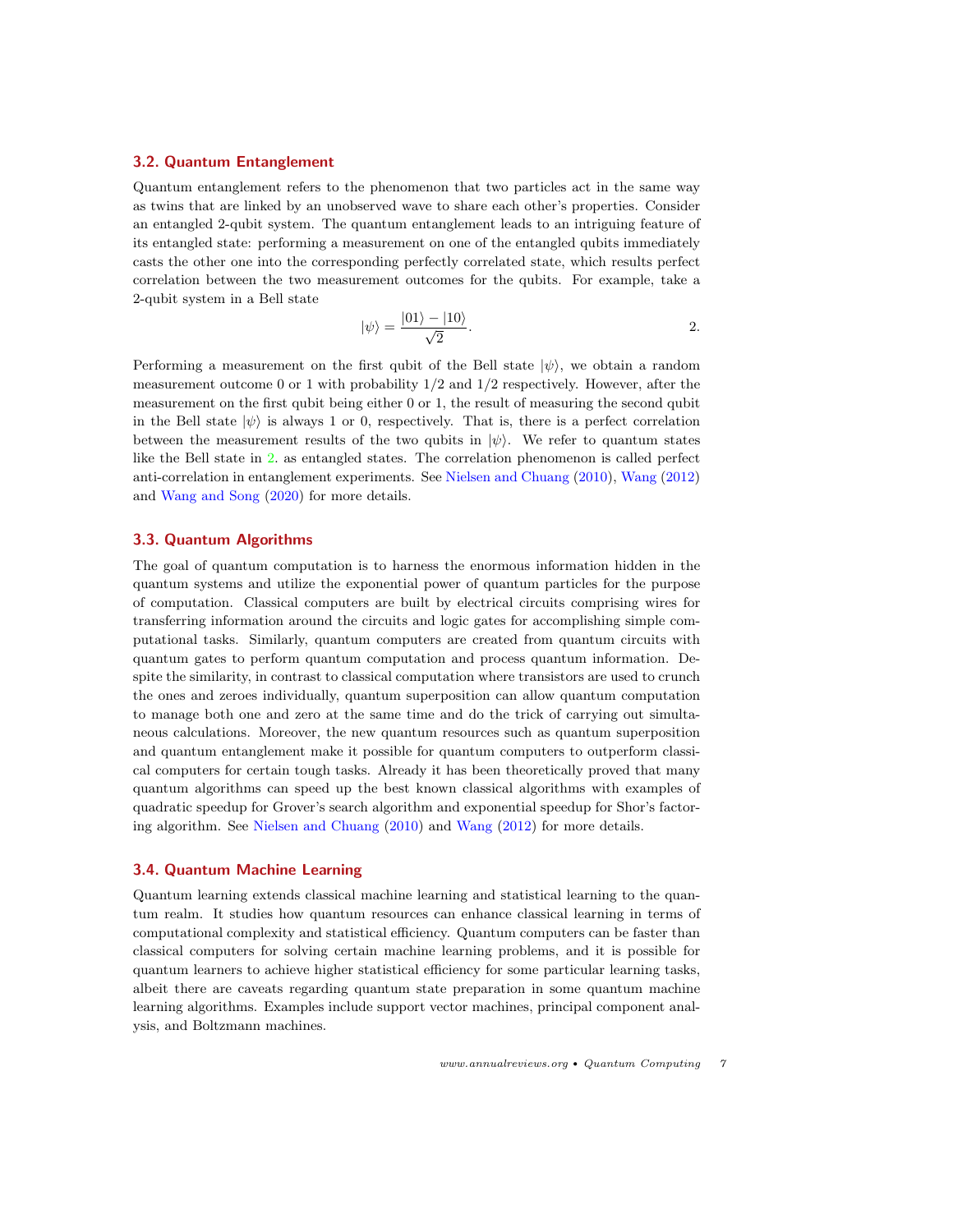### 3.2. Quantum Entanglement

Quantum entanglement refers to the phenomenon that two particles act in the same way as twins that are linked by an unobserved wave to share each other's properties. Consider an entangled 2-qubit system. The quantum entanglement leads to an intriguing feature of its entangled state: performing a measurement on one of the entangled qubits immediately casts the other one into the corresponding perfectly correlated state, which results perfect correlation between the two measurement outcomes for the qubits. For example, take a 2-qubit system in a Bell state

$$|\psi\rangle = \frac{|01\rangle - |10\rangle}{\sqrt{2}}. \qquad 2.$$

Performing a measurement on the first qubit of the Bell state $|\psi\rangle$, we obtain a random measurement outcome 0 or 1 with probability 1/2 and 1/2 respectively. However, after the measurement on the first qubit being either 0 or 1, the result of measuring the second qubit in the Bell state $|\psi\rangle$ is always 1 or 0, respectively. That is, there is a perfect correlation between the measurement results of the two qubits in $|\psi\rangle$. We refer to quantum states like the Bell state in 2. as entangled states. The correlation phenomenon is called perfect anti-correlation in entanglement experiments. See Nielsen and Chuang (2010), Wang (2012) and Wang and Song (2020) for more details.

### 3.3. Quantum Algorithms

The goal of quantum computation is to harness the enormous information hidden in the quantum systems and utilize the exponential power of quantum particles for the purpose of computation. Classical computers are built by electrical circuits comprising wires for transferring information around the circuits and logic gates for accomplishing simple computational tasks. Similarly, quantum computers are created from quantum circuits with quantum gates to perform quantum computation and process quantum information. Despite the similarity, in contrast to classical computation where transistors are used to crunch the ones and zeroes individually, quantum superposition can allow quantum computation to manage both one and zero at the same time and do the trick of carrying out simultaneous calculations. Moreover, the new quantum resources such as quantum superposition and quantum entanglement make it possible for quantum computers to outperform classical computers for certain tough tasks. Already it has been theoretically proved that many quantum algorithms can speed up the best known classical algorithms with examples of quadratic speedup for Grover's search algorithm and exponential speedup for Shor's factoring algorithm. See Nielsen and Chuang (2010) and Wang (2012) for more details.

### 3.4. Quantum Machine Learning

Quantum learning extends classical machine learning and statistical learning to the quantum realm. It studies how quantum resources can enhance classical learning in terms of computational complexity and statistical efficiency. Quantum computers can be faster than classical computers for solving certain machine learning problems, and it is possible for quantum learners to achieve higher statistical efficiency for some particular learning tasks, albeit there are caveats regarding quantum state preparation in some quantum machine learning algorithms. Examples include support vector machines, principal component analysis, and Boltzmann machines.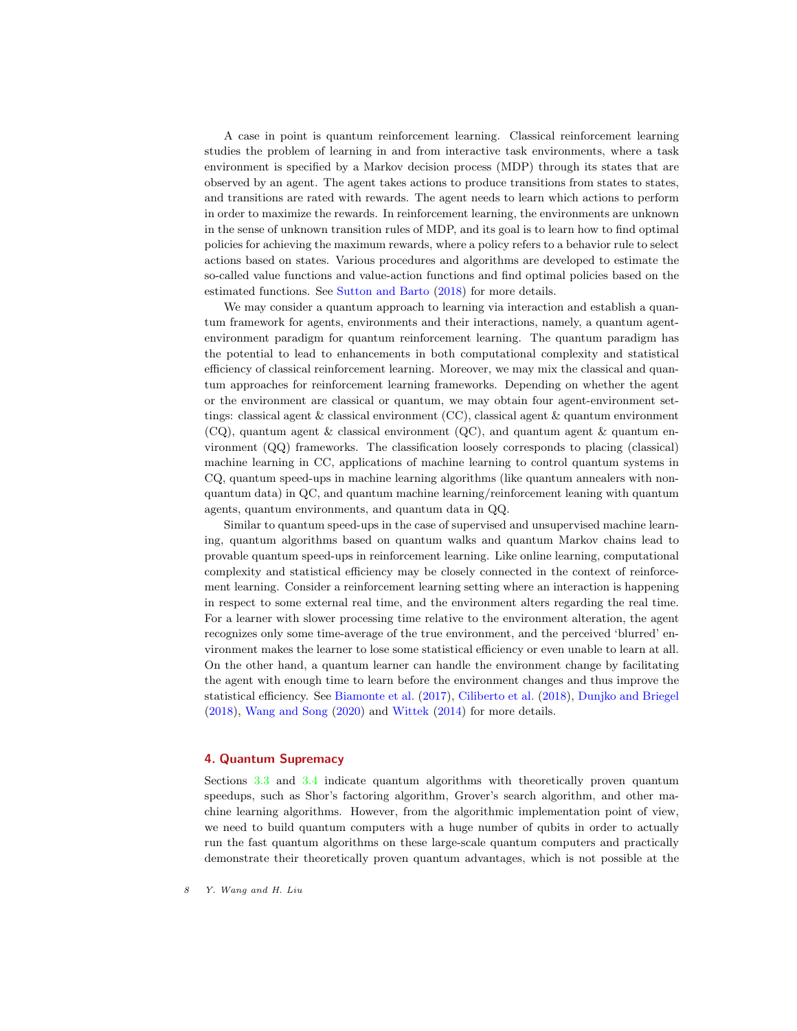A case in point is quantum reinforcement learning. Classical reinforcement learning studies the problem of learning in and from interactive task environments, where a task environment is specified by a Markov decision process (MDP) through its states that are observed by an agent. The agent takes actions to produce transitions from states to states, and transitions are rated with rewards. The agent needs to learn which actions to perform in order to maximize the rewards. In reinforcement learning, the environments are unknown in the sense of unknown transition rules of MDP, and its goal is to learn how to find optimal policies for achieving the maximum rewards, where a policy refers to a behavior rule to select actions based on states. Various procedures and algorithms are developed to estimate the so-called value functions and value-action functions and find optimal policies based on the estimated functions. See Sutton and Barto (2018) for more details.

We may consider a quantum approach to learning via interaction and establish a quantum framework for agents, environments and their interactions, namely, a quantum agent-environment paradigm for quantum reinforcement learning. The quantum paradigm has the potential to lead to enhancements in both computational complexity and statistical efficiency of classical reinforcement learning. Moreover, we may mix the classical and quantum approaches for reinforcement learning frameworks. Depending on whether the agent or the environment are classical or quantum, we may obtain four agent-environment settings: classical agent & classical environment (CC), classical agent & quantum environment (CQ), quantum agent & classical environment (QC), and quantum agent & quantum environment (QQ) frameworks. The classification loosely corresponds to placing (classical) machine learning in CC, applications of machine learning to control quantum systems in CQ, quantum speed-ups in machine learning algorithms (like quantum annealers with non-quantum data) in QC, and quantum machine learning/reinforcement leaning with quantum agents, quantum environments, and quantum data in QQ.

Similar to quantum speed-ups in the case of supervised and unsupervised machine learning, quantum algorithms based on quantum walks and quantum Markov chains lead to provable quantum speed-ups in reinforcement learning. Like online learning, computational complexity and statistical efficiency may be closely connected in the context of reinforcement learning. Consider a reinforcement learning setting where an interaction is happening in respect to some external real time, and the environment alters regarding the real time. For a learner with slower processing time relative to the environment alteration, the agent recognizes only some time-average of the true environment, and the perceived 'blurred' environment makes the learner to lose some statistical efficiency or even unable to learn at all. On the other hand, a quantum learner can handle the environment change by facilitating the agent with enough time to learn before the environment changes and thus improve the statistical efficiency. See Biamonte et al. (2017), Ciliberto et al. (2018), Dunjko and Briegel (2018), Wang and Song (2020) and Wittek (2014) for more details.

## 4. Quantum Supremacy

Sections 3.3 and 3.4 indicate quantum algorithms with theoretically proven quantum speedups, such as Shor's factoring algorithm, Grover's search algorithm, and other machine learning algorithms. However, from the algorithmic implementation point of view, we need to build quantum computers with a huge number of qubits in order to actually run the fast quantum algorithms on these large-scale quantum computers and practically demonstrate their theoretically proven quantum advantages, which is not possible at the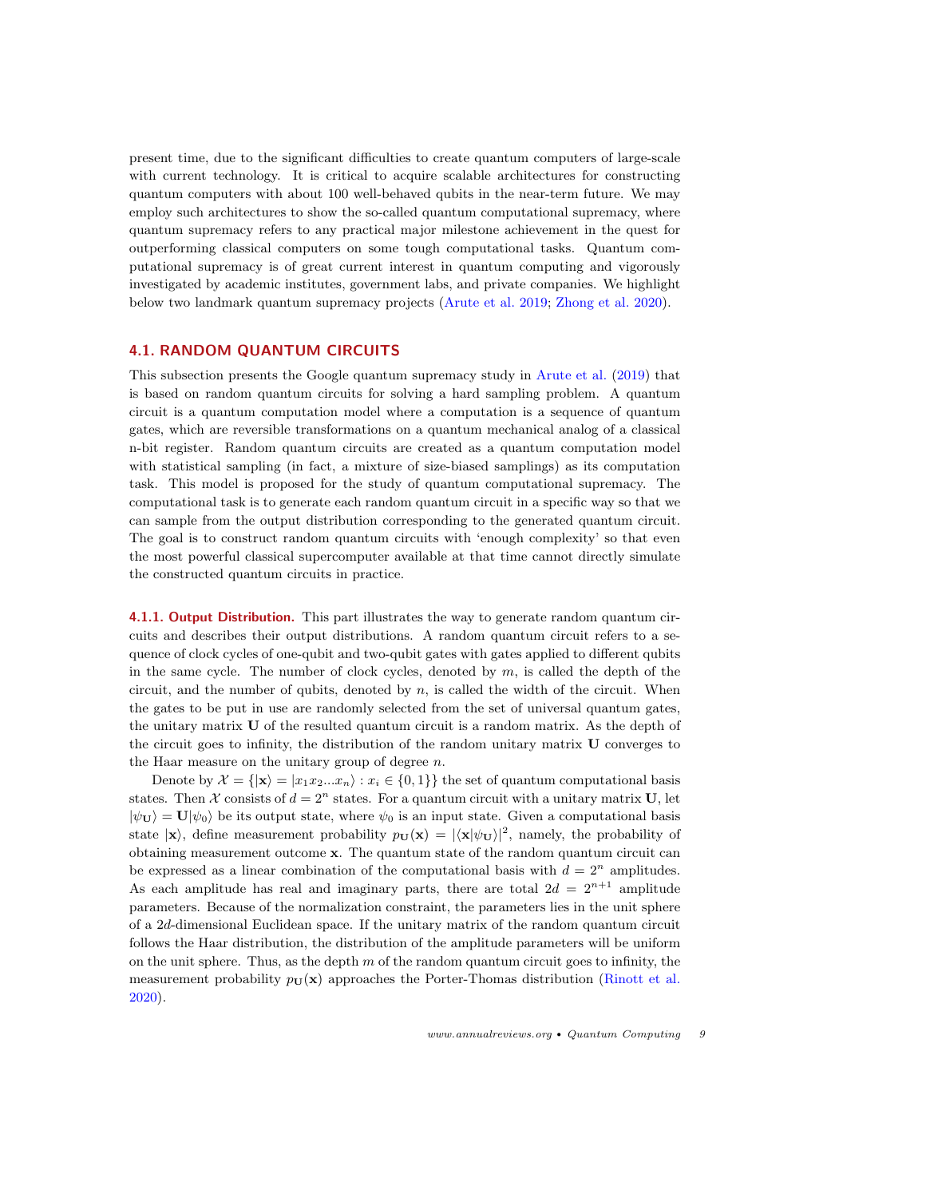present time, due to the significant difficulties to create quantum computers of large-scale with current technology. It is critical to acquire scalable architectures for constructing quantum computers with about 100 well-behaved qubits in the near-term future. We may employ such architectures to show the so-called quantum computational supremacy, where quantum supremacy refers to any practical major milestone achievement in the quest for outperforming classical computers on some tough computational tasks. Quantum computational supremacy is of great current interest in quantum computing and vigorously investigated by academic institutes, government labs, and private companies. We highlight below two landmark quantum supremacy projects (Arute et al. 2019; Zhong et al. 2020).

## 4.1. RANDOM QUANTUM CIRCUITS

This subsection presents the Google quantum supremacy study in Arute et al. (2019) that is based on random quantum circuits for solving a hard sampling problem. A quantum circuit is a quantum computation model where a computation is a sequence of quantum gates, which are reversible transformations on a quantum mechanical analog of a classical n-bit register. Random quantum circuits are created as a quantum computation model with statistical sampling (in fact, a mixture of size-biased samplings) as its computation task. This model is proposed for the study of quantum computational supremacy. The computational task is to generate each random quantum circuit in a specific way so that we can sample from the output distribution corresponding to the generated quantum circuit. The goal is to construct random quantum circuits with 'enough complexity' so that even the most powerful classical supercomputer available at that time cannot directly simulate the constructed quantum circuits in practice.

**4.1.1. Output Distribution.** This part illustrates the way to generate random quantum circuits and describes their output distributions. A random quantum circuit refers to a sequence of clock cycles of one-qubit and two-qubit gates with gates applied to different qubits in the same cycle. The number of clock cycles, denoted by $m$, is called the depth of the circuit, and the number of qubits, denoted by $n$, is called the width of the circuit. When the gates to be put in use are randomly selected from the set of universal quantum gates, the unitary matrix $\mathbf{U}$ of the resulted quantum circuit is a random matrix. As the depth of the circuit goes to infinity, the distribution of the random unitary matrix $\mathbf{U}$ converges to the Haar measure on the unitary group of degree $n$.

Denote by $\mathcal{X} = \{|\mathbf{x}\rangle = |x_1 x_2 ... x_n\rangle : x_i \in \{0, 1\}\}$ the set of quantum computational basis states. Then $\mathcal{X}$ consists of $d = 2^n$ states. For a quantum circuit with a unitary matrix $\mathbf{U}$, let $|\psi_{\mathbf{U}}\rangle = \mathbf{U}|\psi_0\rangle$ be its output state, where $\psi_0$ is an input state. Given a computational basis state $|\mathbf{x}\rangle$, define measurement probability $p_{\mathbf{U}}(\mathbf{x}) = |\langle \mathbf{x}|\psi_{\mathbf{U}}\rangle|^2$, namely, the probability of obtaining measurement outcome $\mathbf{x}$. The quantum state of the random quantum circuit can be expressed as a linear combination of the computational basis with $d = 2^n$ amplitudes. As each amplitude has real and imaginary parts, there are total $2d = 2^{n+1}$ amplitude parameters. Because of the normalization constraint, the parameters lies in the unit sphere of a $2d$-dimensional Euclidean space. If the unitary matrix of the random quantum circuit follows the Haar distribution, the distribution of the amplitude parameters will be uniform on the unit sphere. Thus, as the depth $m$ of the random quantum circuit goes to infinity, the measurement probability $p_{\mathbf{U}}(\mathbf{x})$ approaches the Porter-Thomas distribution (Rinott et al. 2020).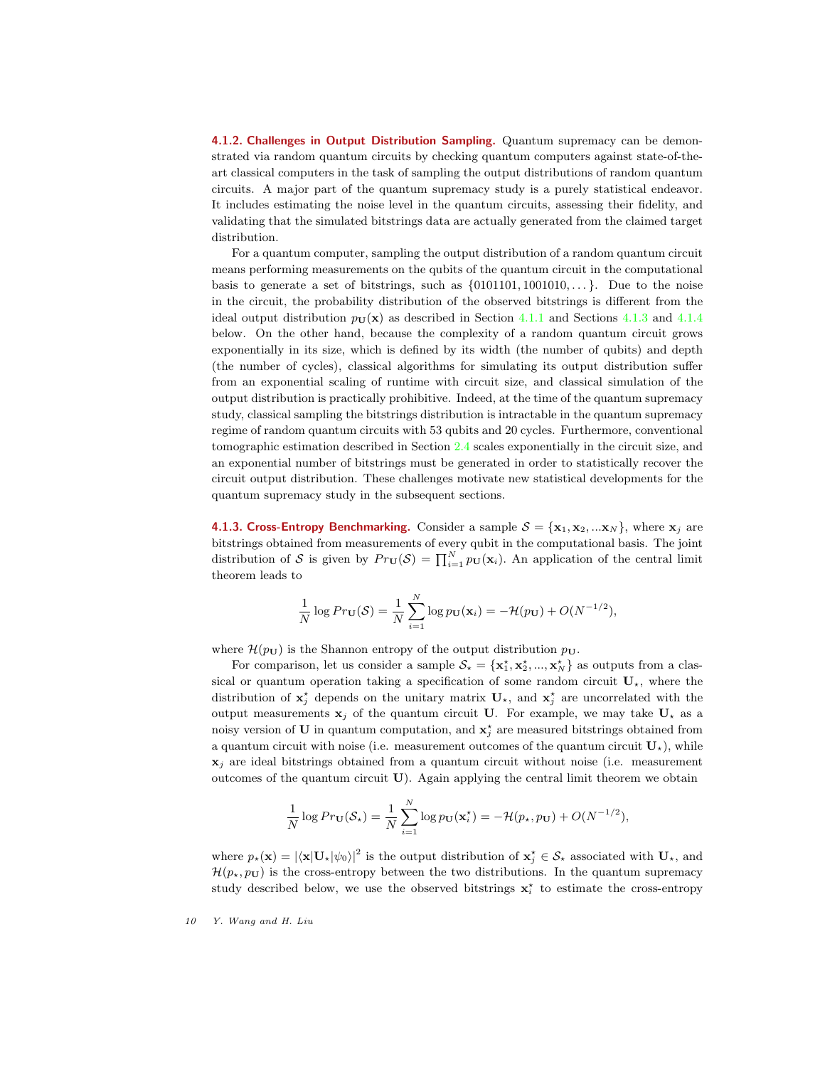**4.1.2. Challenges in Output Distribution Sampling.** Quantum supremacy can be demonstrated via random quantum circuits by checking quantum computers against state-of-the-art classical computers in the task of sampling the output distributions of random quantum circuits. A major part of the quantum supremacy study is a purely statistical endeavor. It includes estimating the noise level in the quantum circuits, assessing their fidelity, and validating that the simulated bitstrings data are actually generated from the claimed target distribution.

For a quantum computer, sampling the output distribution of a random quantum circuit means performing measurements on the qubits of the quantum circuit in the computational basis to generate a set of bitstrings, such as $\{0101101, 1001010, \dots\}$. Due to the noise in the circuit, the probability distribution of the observed bitstrings is different from the ideal output distribution $p_{\mathbf{U}}(\mathbf{x})$ as described in Section 4.1.1 and Sections 4.1.3 and 4.1.4 below. On the other hand, because the complexity of a random quantum circuit grows exponentially in its size, which is defined by its width (the number of qubits) and depth (the number of cycles), classical algorithms for simulating its output distribution suffer from an exponential scaling of runtime with circuit size, and classical simulation of the output distribution is practically prohibitive. Indeed, at the time of the quantum supremacy study, classical sampling the bitstrings distribution is intractable in the quantum supremacy regime of random quantum circuits with 53 qubits and 20 cycles. Furthermore, conventional tomographic estimation described in Section 2.4 scales exponentially in the circuit size, and an exponential number of bitstrings must be generated in order to statistically recover the circuit output distribution. These challenges motivate new statistical developments for the quantum supremacy study in the subsequent sections.

**4.1.3. Cross-Entropy Benchmarking.** Consider a sample $\mathcal{S} = \{\mathbf{x}_1, \mathbf{x}_2, \dots \mathbf{x}_N\}$, where $\mathbf{x}_j$ are bitstrings obtained from measurements of every qubit in the computational basis. The joint distribution of $\mathcal{S}$ is given by $Pr_{\mathbf{U}}(\mathcal{S}) = \prod_{i=1}^{N} p_{\mathbf{U}}(\mathbf{x}_i)$. An application of the central limit theorem leads to

$$\frac{1}{N} \log Pr_{\mathbf{U}}(\mathcal{S}) = \frac{1}{N} \sum_{i=1}^{N} \log p_{\mathbf{U}}(\mathbf{x}_i) = -\mathcal{H}(p_{\mathbf{U}}) + O(N^{-1/2}),$$

where $\mathcal{H}(p_{\mathbf{U}})$ is the Shannon entropy of the output distribution $p_{\mathbf{U}}$.

For comparison, let us consider a sample $\mathcal{S}_\star = \{\mathbf{x}_1^\star, \mathbf{x}_2^\star, \dots, \mathbf{x}_N^\star\}$ as outputs from a classical or quantum operation taking a specification of some random circuit $\mathbf{U}_\star$, where the distribution of $\mathbf{x}_j^\star$ depends on the unitary matrix $\mathbf{U}_\star$, and $\mathbf{x}_j^\star$ are uncorrelated with the output measurements $\mathbf{x}_j$ of the quantum circuit $\mathbf{U}$. For example, we may take $\mathbf{U}_\star$ as a noisy version of $\mathbf{U}$ in quantum computation, and $\mathbf{x}_j^\star$ are measured bitstrings obtained from a quantum circuit with noise (i.e. measurement outcomes of the quantum circuit $\mathbf{U}_\star$), while $\mathbf{x}_j$ are ideal bitstrings obtained from a quantum circuit without noise (i.e. measurement outcomes of the quantum circuit $\mathbf{U}$). Again applying the central limit theorem we obtain

$$\frac{1}{N} \log Pr_{\mathbf{U}}(\mathcal{S}_\star) = \frac{1}{N} \sum_{i=1}^{N} \log p_{\mathbf{U}}(\mathbf{x}_i^\star) = -\mathcal{H}(p_\star, p_{\mathbf{U}}) + O(N^{-1/2}),$$

where $p_\star(\mathbf{x}) = |\langle \mathbf{x} | \mathbf{U}_\star | \psi_0 \rangle|^2$ is the output distribution of $\mathbf{x}_j^\star \in \mathcal{S}_\star$ associated with $\mathbf{U}_\star$, and $\mathcal{H}(p_\star, p_{\mathbf{U}})$ is the cross-entropy between the two distributions. In the quantum supremacy study described below, we use the observed bitstrings $\mathbf{x}_i^\star$ to estimate the cross-entropy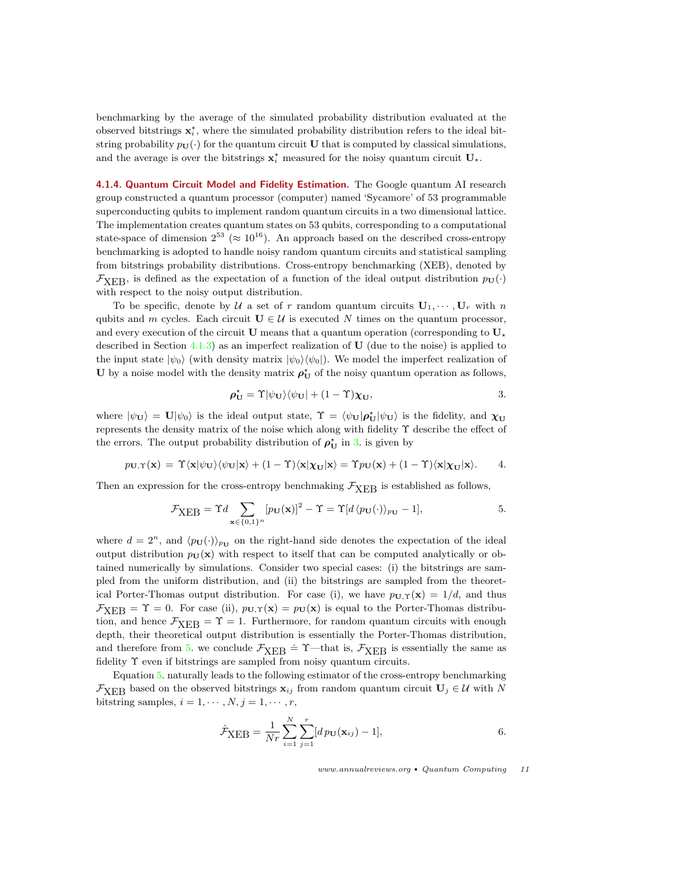benchmarking by the average of the simulated probability distribution evaluated at the observed bitstrings $\mathbf{x}_i^\star$, where the simulated probability distribution refers to the ideal bitstring probability $p_{\mathbf{U}}(\cdot)$ for the quantum circuit $\mathbf{U}$ that is computed by classical simulations, and the average is over the bitstrings $\mathbf{x}_i^\star$ measured for the noisy quantum circuit $\mathbf{U}_\star$.

#### 4.1.4. Quantum Circuit Model and Fidelity Estimation.

The Google quantum AI research group constructed a quantum processor (computer) named 'Sycamore' of 53 programmable superconducting qubits to implement random quantum circuits in a two dimensional lattice. The implementation creates quantum states on 53 qubits, corresponding to a computational state-space of dimension $2^{53}$ ($\approx 10^{16}$). An approach based on the described cross-entropy benchmarking is adopted to handle noisy random quantum circuits and statistical sampling from bitstrings probability distributions. Cross-entropy benchmarking (XEB), denoted by $\mathcal{F}_{\text{XEB}}$, is defined as the expectation of a function of the ideal output distribution $p_{\mathbf{U}}(\cdot)$ with respect to the noisy output distribution.

To be specific, denote by $\mathcal{U}$ a set of $r$ random quantum circuits $\mathbf{U}_1, \cdots, \mathbf{U}_r$ with $n$ qubits and $m$ cycles. Each circuit $\mathbf{U} \in \mathcal{U}$ is executed $N$ times on the quantum processor, and every execution of the circuit $\mathbf{U}$ means that a quantum operation (corresponding to $\mathbf{U}_\star$ described in Section 4.1.3) as an imperfect realization of $\mathbf{U}$ (due to the noise) is applied to the input state $|\psi_0\rangle$ (with density matrix $|\psi_0\rangle\langle\psi_0|$). We model the imperfect realization of $\mathbf{U}$ by a noise model with the density matrix $\boldsymbol{\rho}_{\mathbf{U}}^\star$ of the noisy quantum operation as follows,

$$\boldsymbol{\rho}_{\mathbf{U}}^\star = \Upsilon |\psi_{\mathbf{U}}\rangle\langle\psi_{\mathbf{U}}| + (1-\Upsilon)\boldsymbol{\chi}_{\mathbf{U}}, \tag{3.}$$

where $|\psi_{\mathbf{U}}\rangle = \mathbf{U}|\psi_0\rangle$ is the ideal output state, $\Upsilon = \langle\psi_{\mathbf{U}}|\boldsymbol{\rho}_{\mathbf{U}}^\star|\psi_{\mathbf{U}}\rangle$ is the fidelity, and $\boldsymbol{\chi}_{\mathbf{U}}$ represents the density matrix of the noise which along with fidelity $\Upsilon$ describe the effect of the errors. The output probability distribution of $\boldsymbol{\rho}_{\mathbf{U}}^\star$ in 3. is given by

$$p_{\mathbf{U},\Upsilon}(\mathbf{x}) = \Upsilon\langle\mathbf{x}|\psi_{\mathbf{U}}\rangle\langle\psi_{\mathbf{U}}|\mathbf{x}\rangle + (1-\Upsilon)\langle\mathbf{x}|\boldsymbol{\chi}_{\mathbf{U}}|\mathbf{x}\rangle = \Upsilon p_{\mathbf{U}}(\mathbf{x}) + (1-\Upsilon)\langle\mathbf{x}|\boldsymbol{\chi}_{\mathbf{U}}|\mathbf{x}\rangle. \tag{4.}$$

Then an expression for the cross-entropy benchmaking $\mathcal{F}_{\text{XEB}}$ is established as follows,

$$\mathcal{F}_{\text{XEB}} = \Upsilon d \sum_{\mathbf{x}\in\{0,1\}^n} [p_{\mathbf{U}}(\mathbf{x})]^2 - \Upsilon = \Upsilon[d\,\langle p_{\mathbf{U}}(\cdot)\rangle_{p_{\mathbf{U}}} - 1], \tag{5.}$$

where $d = 2^n$, and $\langle p_{\mathbf{U}}(\cdot)\rangle_{p_{\mathbf{U}}}$ on the right-hand side denotes the expectation of the ideal output distribution $p_{\mathbf{U}}(\mathbf{x})$ with respect to itself that can be computed analytically or obtained numerically by simulations. Consider two special cases: (i) the bitstrings are sampled from the uniform distribution, and (ii) the bitstrings are sampled from the theoretical Porter-Thomas output distribution. For case (i), we have $p_{\mathbf{U},\Upsilon}(\mathbf{x}) = 1/d$, and thus $\mathcal{F}_{\text{XEB}} = \Upsilon = 0$. For case (ii), $p_{\mathbf{U},\Upsilon}(\mathbf{x}) = p_{\mathbf{U}}(\mathbf{x})$ is equal to the Porter-Thomas distribution, and hence $\mathcal{F}_{\text{XEB}} = \Upsilon = 1$. Furthermore, for random quantum circuits with enough depth, their theoretical output distribution is essentially the Porter-Thomas distribution, and therefore from 5. we conclude $\mathcal{F}_{\text{XEB}} \doteq \Upsilon$—that is, $\mathcal{F}_{\text{XEB}}$ is essentially the same as fidelity $\Upsilon$ even if bitstrings are sampled from noisy quantum circuits.

Equation 5. naturally leads to the following estimator of the cross-entropy benchmarking $\mathcal{F}_{\text{XEB}}$ based on the observed bitstrings $\mathbf{x}_{ij}$ from random quantum circuit $\mathbf{U}_j \in \mathcal{U}$ with $N$ bitstring samples, $i = 1, \cdots, N, j = 1, \cdots, r$,

$$\hat{\mathcal{F}}_{\text{XEB}} = \frac{1}{Nr}\sum_{i=1}^{N}\sum_{j=1}^{r}[d\,p_{\mathbf{U}}(\mathbf{x}_{ij}) - 1], \tag{6.}$$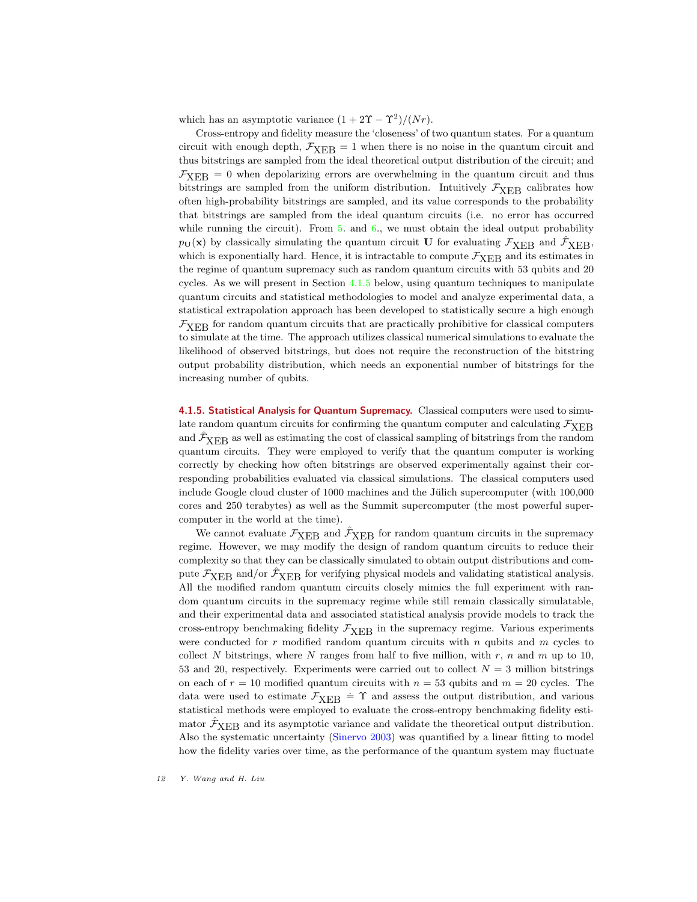which has an asymptotic variance $(1 + 2\Upsilon - \Upsilon^2)/(Nr)$.

Cross-entropy and fidelity measure the 'closeness' of two quantum states. For a quantum circuit with enough depth, $\mathcal{F}_{\text{XEB}} = 1$ when there is no noise in the quantum circuit and thus bitstrings are sampled from the ideal theoretical output distribution of the circuit; and $\mathcal{F}_{\text{XEB}} = 0$ when depolarizing errors are overwhelming in the quantum circuit and thus bitstrings are sampled from the uniform distribution. Intuitively $\mathcal{F}_{\text{XEB}}$ calibrates how often high-probability bitstrings are sampled, and its value corresponds to the probability that bitstrings are sampled from the ideal quantum circuits (i.e. no error has occurred while running the circuit). From 5. and 6., we must obtain the ideal output probability $p_{\mathbf{U}}(\mathbf{x})$ by classically simulating the quantum circuit $\mathbf{U}$ for evaluating $\mathcal{F}_{\text{XEB}}$ and $\hat{\mathcal{F}}_{\text{XEB}}$, which is exponentially hard. Hence, it is intractable to compute $\mathcal{F}_{\text{XEB}}$ and its estimates in the regime of quantum supremacy such as random quantum circuits with 53 qubits and 20 cycles. As we will present in Section 4.1.5 below, using quantum techniques to manipulate quantum circuits and statistical methodologies to model and analyze experimental data, a statistical extrapolation approach has been developed to statistically secure a high enough $\mathcal{F}_{\text{XEB}}$ for random quantum circuits that are practically prohibitive for classical computers to simulate at the time. The approach utilizes classical numerical simulations to evaluate the likelihood of observed bitstrings, but does not require the reconstruction of the bitstring output probability distribution, which needs an exponential number of bitstrings for the increasing number of qubits.

**4.1.5. Statistical Analysis for Quantum Supremacy.** Classical computers were used to simulate random quantum circuits for confirming the quantum computer and calculating $\mathcal{F}_{\text{XEB}}$ and $\hat{\mathcal{F}}_{\text{XEB}}$ as well as estimating the cost of classical sampling of bitstrings from the random quantum circuits. They were employed to verify that the quantum computer is working correctly by checking how often bitstrings are observed experimentally against their corresponding probabilities evaluated via classical simulations. The classical computers used include Google cloud cluster of 1000 machines and the Jülich supercomputer (with 100,000 cores and 250 terabytes) as well as the Summit supercomputer (the most powerful supercomputer in the world at the time).

We cannot evaluate $\mathcal{F}_{\text{XEB}}$ and $\hat{\mathcal{F}}_{\text{XEB}}$ for random quantum circuits in the supremacy regime. However, we may modify the design of random quantum circuits to reduce their complexity so that they can be classically simulated to obtain output distributions and compute $\mathcal{F}_{\text{XEB}}$ and/or $\hat{\mathcal{F}}_{\text{XEB}}$ for verifying physical models and validating statistical analysis. All the modified random quantum circuits closely mimics the full experiment with random quantum circuits in the supremacy regime while still remain classically simulatable, and their experimental data and associated statistical analysis provide models to track the cross-entropy benchmaking fidelity $\mathcal{F}_{\text{XEB}}$ in the supremacy regime. Various experiments were conducted for $r$ modified random quantum circuits with $n$ qubits and $m$ cycles to collect $N$ bitstrings, where $N$ ranges from half to five million, with $r$, $n$ and $m$ up to 10, 53 and 20, respectively. Experiments were carried out to collect $N = 3$ million bitstrings on each of $r = 10$ modified quantum circuits with $n = 53$ qubits and $m = 20$ cycles. The data were used to estimate $\mathcal{F}_{\text{XEB}} \doteq \Upsilon$ and assess the output distribution, and various statistical methods were employed to evaluate the cross-entropy benchmaking fidelity estimator $\hat{\mathcal{F}}_{\text{XEB}}$ and its asymptotic variance and validate the theoretical output distribution. Also the systematic uncertainty (Sinervo 2003) was quantified by a linear fitting to model how the fidelity varies over time, as the performance of the quantum system may fluctuate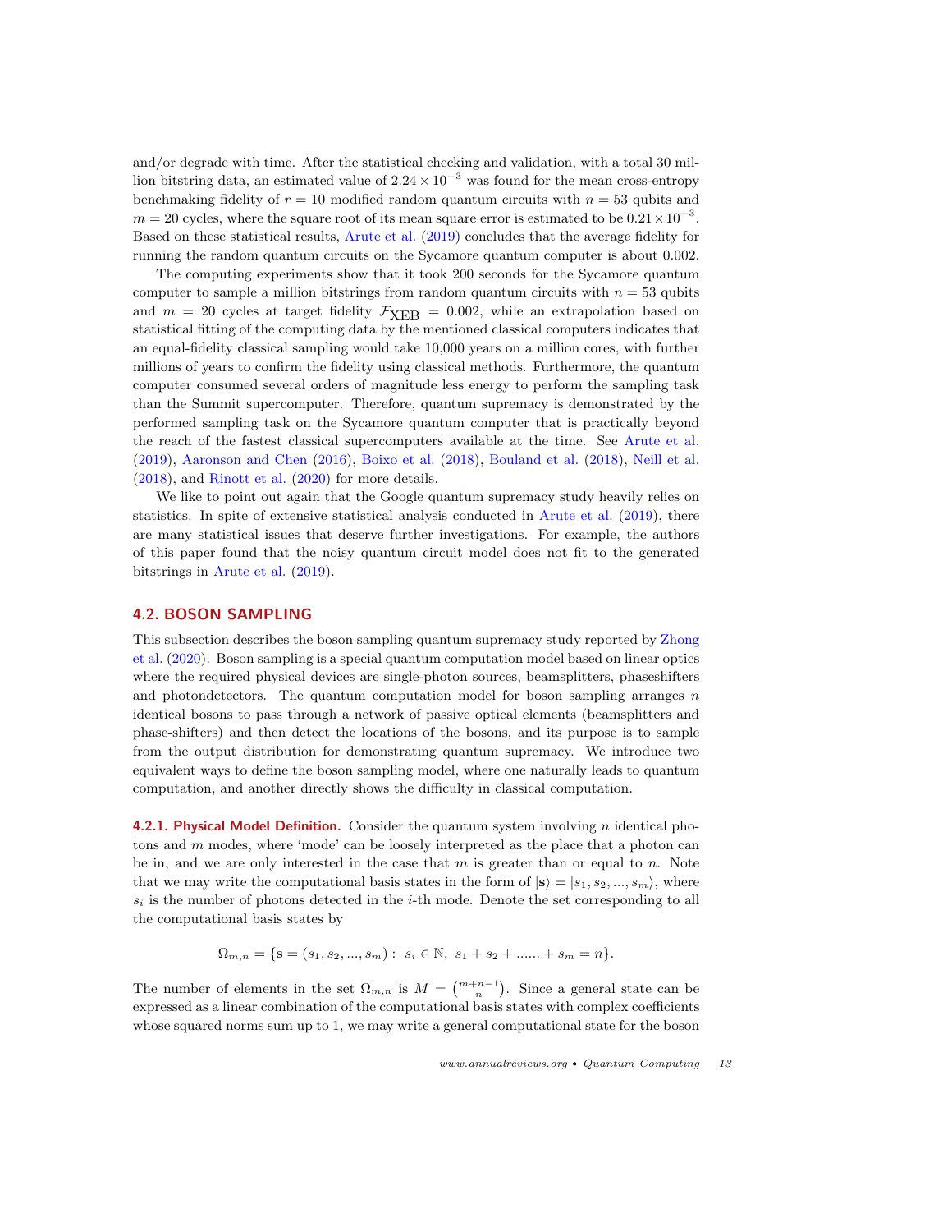and/or degrade with time. After the statistical checking and validation, with a total 30 million bitstring data, an estimated value of $2.24 \times 10^{-3}$ was found for the mean cross-entropy benchmaking fidelity of $r = 10$ modified random quantum circuits with $n = 53$ qubits and $m = 20$ cycles, where the square root of its mean square error is estimated to be $0.21 \times 10^{-3}$. Based on these statistical results, Arute et al. (2019) concludes that the average fidelity for running the random quantum circuits on the Sycamore quantum computer is about 0.002.

The computing experiments show that it took 200 seconds for the Sycamore quantum computer to sample a million bitstrings from random quantum circuits with $n = 53$ qubits and $m = 20$ cycles at target fidelity $\mathcal{F}_{\text{XEB}} = 0.002$, while an extrapolation based on statistical fitting of the computing data by the mentioned classical computers indicates that an equal-fidelity classical sampling would take 10,000 years on a million cores, with further millions of years to confirm the fidelity using classical methods. Furthermore, the quantum computer consumed several orders of magnitude less energy to perform the sampling task than the Summit supercomputer. Therefore, quantum supremacy is demonstrated by the performed sampling task on the Sycamore quantum computer that is practically beyond the reach of the fastest classical supercomputers available at the time. See Arute et al. (2019), Aaronson and Chen (2016), Boixo et al. (2018), Bouland et al. (2018), Neill et al. (2018), and Rinott et al. (2020) for more details.

We like to point out again that the Google quantum supremacy study heavily relies on statistics. In spite of extensive statistical analysis conducted in Arute et al. (2019), there are many statistical issues that deserve further investigations. For example, the authors of this paper found that the noisy quantum circuit model does not fit to the generated bitstrings in Arute et al. (2019).

## 4.2. BOSON SAMPLING

This subsection describes the boson sampling quantum supremacy study reported by Zhong et al. (2020). Boson sampling is a special quantum computation model based on linear optics where the required physical devices are single-photon sources, beamsplitters, phaseshifters and photondetectors. The quantum computation model for boson sampling arranges $n$ identical bosons to pass through a network of passive optical elements (beamsplitters and phase-shifters) and then detect the locations of the bosons, and its purpose is to sample from the output distribution for demonstrating quantum supremacy. We introduce two equivalent ways to define the boson sampling model, where one naturally leads to quantum computation, and another directly shows the difficulty in classical computation.

**4.2.1. Physical Model Definition.** Consider the quantum system involving $n$ identical photons and $m$ modes, where 'mode' can be loosely interpreted as the place that a photon can be in, and we are only interested in the case that $m$ is greater than or equal to $n$. Note that we may write the computational basis states in the form of $|\mathbf{s}\rangle = |s_1, s_2, ..., s_m\rangle$, where $s_i$ is the number of photons detected in the $i$-th mode. Denote the set corresponding to all the computational basis states by

$$\Omega_{m,n} = \{\mathbf{s} = (s_1, s_2, ..., s_m) : \ s_i \in \mathbb{N}, \ s_1 + s_2 + ...... + s_m = n\}.$$

The number of elements in the set $\Omega_{m,n}$ is $M = \binom{m+n-1}{n}$. Since a general state can be expressed as a linear combination of the computational basis states with complex coefficients whose squared norms sum up to 1, we may write a general computational state for the boson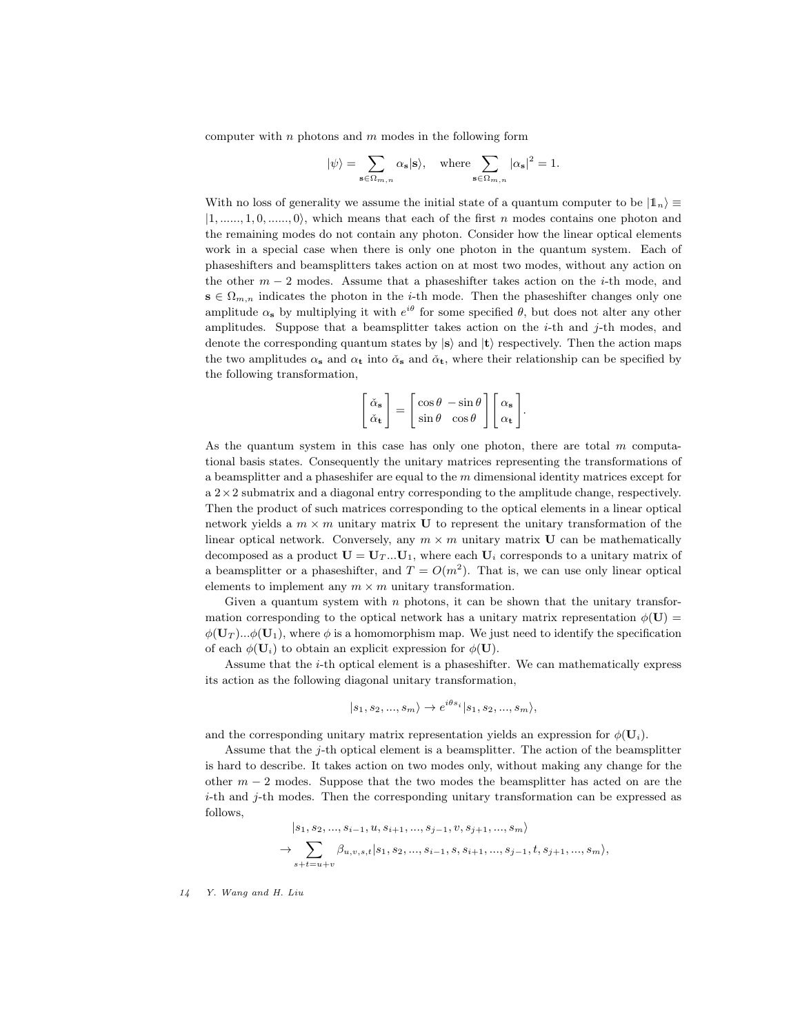computer with $n$ photons and $m$ modes in the following form

$$|\psi\rangle = \sum_{\mathbf{s}\in\Omega_{m,n}} \alpha_{\mathbf{s}}|\mathbf{s}\rangle, \quad \text{where} \sum_{\mathbf{s}\in\Omega_{m,n}} |\alpha_{\mathbf{s}}|^2 = 1.$$

With no loss of generality we assume the initial state of a quantum computer to be $|\mathbb{1}_n\rangle \equiv |1, ......, 1, 0, ......, 0\rangle$, which means that each of the first $n$ modes contains one photon and the remaining modes do not contain any photon. Consider how the linear optical elements work in a special case when there is only one photon in the quantum system. Each of phaseshifters and beamsplitters takes action on at most two modes, without any action on the other $m-2$ modes. Assume that a phaseshifter takes action on the $i$-th mode, and $\mathbf{s} \in \Omega_{m,n}$ indicates the photon in the $i$-th mode. Then the phaseshifter changes only one amplitude $\alpha_{\mathbf{s}}$ by multiplying it with $e^{i\theta}$ for some specified $\theta$, but does not alter any other amplitudes. Suppose that a beamsplitter takes action on the $i$-th and $j$-th modes, and denote the corresponding quantum states by $|\mathbf{s}\rangle$ and $|\mathbf{t}\rangle$ respectively. Then the action maps the two amplitudes $\alpha_{\mathbf{s}}$ and $\alpha_{\mathbf{t}}$ into $\breve{\alpha}_{\mathbf{s}}$ and $\breve{\alpha}_{\mathbf{t}}$, where their relationship can be specified by the following transformation,

$$\begin{bmatrix} \breve{\alpha}_{\mathbf{s}} \\ \breve{\alpha}_{\mathbf{t}} \end{bmatrix} = \begin{bmatrix} \cos\theta & -\sin\theta \\ \sin\theta & \cos\theta \end{bmatrix} \begin{bmatrix} \alpha_{\mathbf{s}} \\ \alpha_{\mathbf{t}} \end{bmatrix}.$$

As the quantum system in this case has only one photon, there are total $m$ computational basis states. Consequently the unitary matrices representing the transformations of a beamsplitter and a phaseshifer are equal to the $m$ dimensional identity matrices except for a $2\times 2$ submatrix and a diagonal entry corresponding to the amplitude change, respectively. Then the product of such matrices corresponding to the optical elements in a linear optical network yields a $m \times m$ unitary matrix $\mathbf{U}$ to represent the unitary transformation of the linear optical network. Conversely, any $m \times m$ unitary matrix $\mathbf{U}$ can be mathematically decomposed as a product $\mathbf{U} = \mathbf{U}_T ... \mathbf{U}_1$, where each $\mathbf{U}_i$ corresponds to a unitary matrix of a beamsplitter or a phaseshifter, and $T = O(m^2)$. That is, we can use only linear optical elements to implement any $m \times m$ unitary transformation.

Given a quantum system with $n$ photons, it can be shown that the unitary transformation corresponding to the optical network has a unitary matrix representation $\phi(\mathbf{U}) = \phi(\mathbf{U}_T)...\phi(\mathbf{U}_1)$, where $\phi$ is a homomorphism map. We just need to identify the specification of each $\phi(\mathbf{U}_i)$ to obtain an explicit expression for $\phi(\mathbf{U})$.

Assume that the $i$-th optical element is a phaseshifter. We can mathematically express its action as the following diagonal unitary transformation,

$$|s_1, s_2, ..., s_m\rangle \to e^{i\theta s_i}|s_1, s_2, ..., s_m\rangle,$$

and the corresponding unitary matrix representation yields an expression for $\phi(\mathbf{U}_i)$.

Assume that the $j$-th optical element is a beamsplitter. The action of the beamsplitter is hard to describe. It takes action on two modes only, without making any change for the other $m-2$ modes. Suppose that the two modes the beamsplitter has acted on are the $i$-th and $j$-th modes. Then the corresponding unitary transformation can be expressed as follows,

$$\begin{aligned} &|s_1, s_2, ..., s_{i-1}, u, s_{i+1}, ..., s_{j-1}, v, s_{j+1}, ..., s_m\rangle \\ \to &\sum_{s+t=u+v} \beta_{u,v,s,t}|s_1, s_2, ..., s_{i-1}, s, s_{i+1}, ..., s_{j-1}, t, s_{j+1}, ..., s_m\rangle, \end{aligned}$$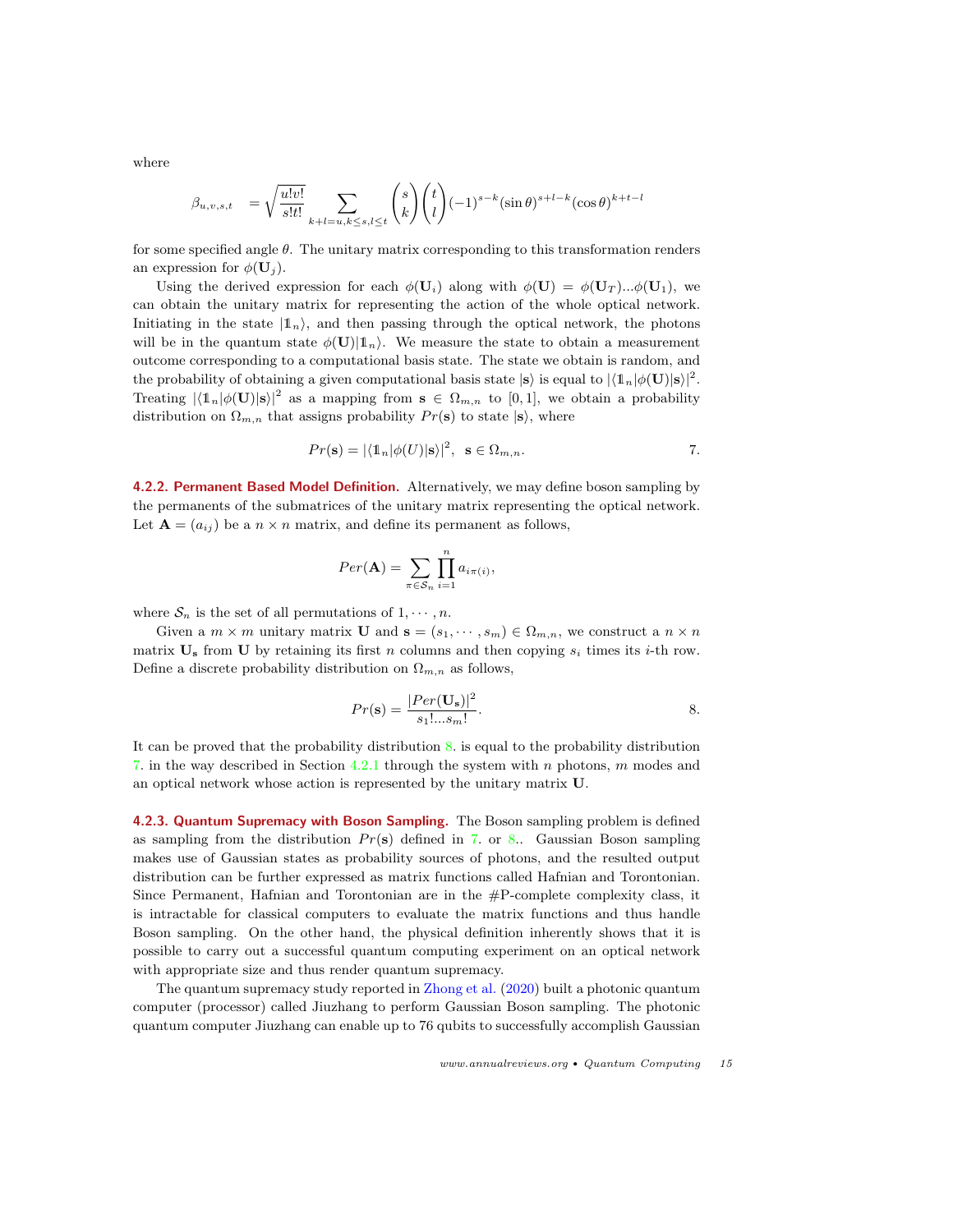where

$$\beta_{u,v,s,t} \quad = \sqrt{\frac{u!v!}{s!t!}} \sum_{k+l=u, k \leq s, l \leq t} \binom{s}{k} \binom{t}{l} (-1)^{s-k} (\sin\theta)^{s+l-k} (\cos\theta)^{k+t-l}$$

for some specified angle $\theta$. The unitary matrix corresponding to this transformation renders an expression for $\phi(\mathbf{U}_j)$.

Using the derived expression for each $\phi(\mathbf{U}_i)$ along with $\phi(\mathbf{U}) = \phi(\mathbf{U}_T)...\phi(\mathbf{U}_1)$, we can obtain the unitary matrix for representing the action of the whole optical network. Initiating in the state $|\mathbb{1}_n\rangle$, and then passing through the optical network, the photons will be in the quantum state $\phi(\mathbf{U})|\mathbb{1}_n\rangle$. We measure the state to obtain a measurement outcome corresponding to a computational basis state. The state we obtain is random, and the probability of obtaining a given computational basis state $|\mathbf{s}\rangle$ is equal to $|\langle \mathbb{1}_n|\phi(\mathbf{U})|\mathbf{s}\rangle|^2$. Treating $|\langle \mathbb{1}_n|\phi(\mathbf{U})|\mathbf{s}\rangle|^2$ as a mapping from $\mathbf{s} \in \Omega_{m,n}$ to $[0,1]$, we obtain a probability distribution on $\Omega_{m,n}$ that assigns probability $Pr(\mathbf{s})$ to state $|\mathbf{s}\rangle$, where

$$Pr(\mathbf{s}) = |\langle \mathbb{1}_n|\phi(U)|\mathbf{s}\rangle|^2, \;\; \mathbf{s} \in \Omega_{m,n}. \qquad 7.$$

**4.2.2. Permanent Based Model Definition.** Alternatively, we may define boson sampling by the permanents of the submatrices of the unitary matrix representing the optical network. Let $\mathbf{A} = (a_{ij})$ be a $n \times n$ matrix, and define its permanent as follows,

$$Per(\mathbf{A}) = \sum_{\pi \in \mathcal{S}_n} \prod_{i=1}^{n} a_{i\pi(i)},$$

where $\mathcal{S}_n$ is the set of all permutations of $1, \cdots, n$.

Given a $m \times m$ unitary matrix $\mathbf{U}$ and $\mathbf{s} = (s_1, \cdots, s_m) \in \Omega_{m,n}$, we construct a $n \times n$ matrix $\mathbf{U_s}$ from $\mathbf{U}$ by retaining its first $n$ columns and then copying $s_i$ times its $i$-th row. Define a discrete probability distribution on $\Omega_{m,n}$ as follows,

$$Pr(\mathbf{s}) = \frac{|Per(\mathbf{U_s})|^2}{s_1!...s_m!}. \qquad 8.$$

It can be proved that the probability distribution 8. is equal to the probability distribution 7. in the way described in Section 4.2.1 through the system with $n$ photons, $m$ modes and an optical network whose action is represented by the unitary matrix $\mathbf{U}$.

**4.2.3. Quantum Supremacy with Boson Sampling.** The Boson sampling problem is defined as sampling from the distribution $Pr(\mathbf{s})$ defined in 7. or 8.. Gaussian Boson sampling makes use of Gaussian states as probability sources of photons, and the resulted output distribution can be further expressed as matrix functions called Hafnian and Torontonian. Since Permanent, Hafnian and Torontonian are in the #P-complete complexity class, it is intractable for classical computers to evaluate the matrix functions and thus handle Boson sampling. On the other hand, the physical definition inherently shows that it is possible to carry out a successful quantum computing experiment on an optical network with appropriate size and thus render quantum supremacy.

The quantum supremacy study reported in Zhong et al. (2020) built a photonic quantum computer (processor) called Jiuzhang to perform Gaussian Boson sampling. The photonic quantum computer Jiuzhang can enable up to 76 qubits to successfully accomplish Gaussian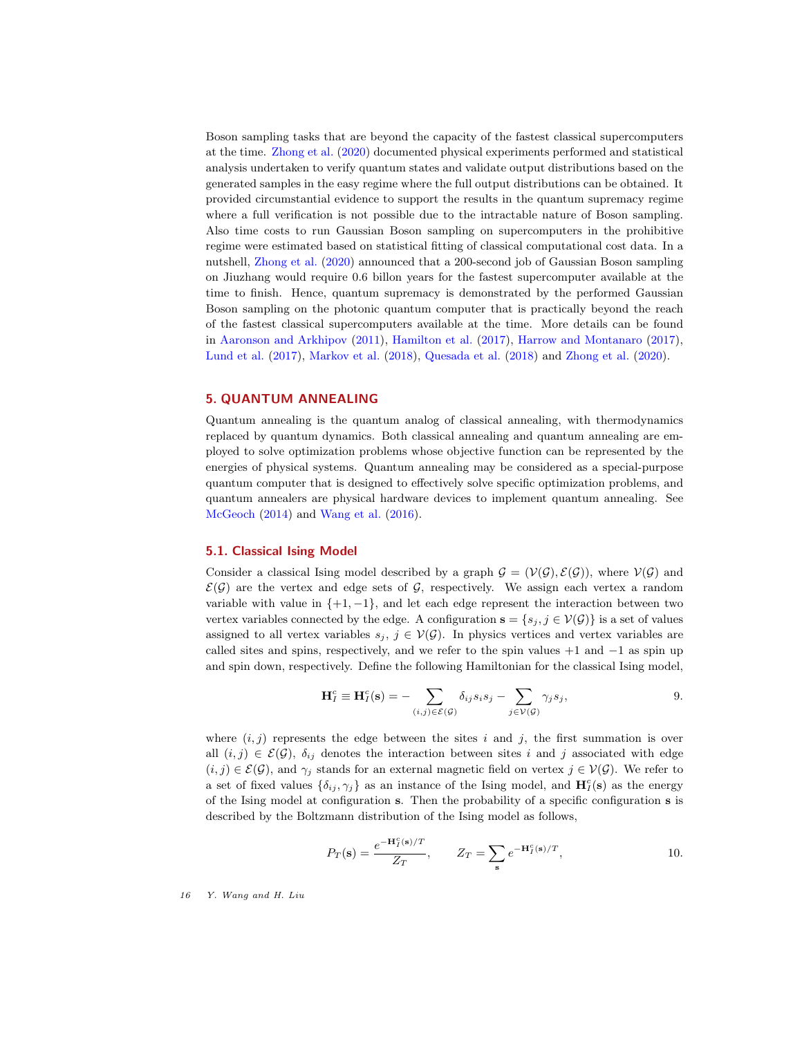Boson sampling tasks that are beyond the capacity of the fastest classical supercomputers at the time. Zhong et al. (2020) documented physical experiments performed and statistical analysis undertaken to verify quantum states and validate output distributions based on the generated samples in the easy regime where the full output distributions can be obtained. It provided circumstantial evidence to support the results in the quantum supremacy regime where a full verification is not possible due to the intractable nature of Boson sampling. Also time costs to run Gaussian Boson sampling on supercomputers in the prohibitive regime were estimated based on statistical fitting of classical computational cost data. In a nutshell, Zhong et al. (2020) announced that a 200-second job of Gaussian Boson sampling on Jiuzhang would require 0.6 billon years for the fastest supercomputer available at the time to finish. Hence, quantum supremacy is demonstrated by the performed Gaussian Boson sampling on the photonic quantum computer that is practically beyond the reach of the fastest classical supercomputers available at the time. More details can be found in Aaronson and Arkhipov (2011), Hamilton et al. (2017), Harrow and Montanaro (2017), Lund et al. (2017), Markov et al. (2018), Quesada et al. (2018) and Zhong et al. (2020).

## 5. QUANTUM ANNEALING

Quantum annealing is the quantum analog of classical annealing, with thermodynamics replaced by quantum dynamics. Both classical annealing and quantum annealing are employed to solve optimization problems whose objective function can be represented by the energies of physical systems. Quantum annealing may be considered as a special-purpose quantum computer that is designed to effectively solve specific optimization problems, and quantum annealers are physical hardware devices to implement quantum annealing. See McGeoch (2014) and Wang et al. (2016).

### 5.1. Classical Ising Model

Consider a classical Ising model described by a graph $\mathcal{G} = (\mathcal{V}(\mathcal{G}), \mathcal{E}(\mathcal{G}))$, where $\mathcal{V}(\mathcal{G})$ and $\mathcal{E}(\mathcal{G})$ are the vertex and edge sets of $\mathcal{G}$, respectively. We assign each vertex a random variable with value in $\{+1, -1\}$, and let each edge represent the interaction between two vertex variables connected by the edge. A configuration $\mathbf{s} = \{s_j, j \in \mathcal{V}(\mathcal{G})\}$ is a set of values assigned to all vertex variables $s_j$, $j \in \mathcal{V}(\mathcal{G})$. In physics vertices and vertex variables are called sites and spins, respectively, and we refer to the spin values $+1$ and $-1$ as spin up and spin down, respectively. Define the following Hamiltonian for the classical Ising model,

$$\mathbf{H}_I^c \equiv \mathbf{H}_I^c(\mathbf{s}) = -\sum_{(i,j)\in\mathcal{E}(\mathcal{G})} \delta_{ij} s_i s_j - \sum_{j\in\mathcal{V}(\mathcal{G})} \gamma_j s_j, \tag{9}$$

where $(i, j)$ represents the edge between the sites $i$ and $j$, the first summation is over all $(i, j) \in \mathcal{E}(\mathcal{G})$, $\delta_{ij}$ denotes the interaction between sites $i$ and $j$ associated with edge $(i, j) \in \mathcal{E}(\mathcal{G})$, and $\gamma_j$ stands for an external magnetic field on vertex $j \in \mathcal{V}(\mathcal{G})$. We refer to a set of fixed values $\{\delta_{ij}, \gamma_j\}$ as an instance of the Ising model, and $\mathbf{H}_I^c(\mathbf{s})$ as the energy of the Ising model at configuration $\mathbf{s}$. Then the probability of a specific configuration $\mathbf{s}$ is described by the Boltzmann distribution of the Ising model as follows,

$$P_T(\mathbf{s}) = \frac{e^{-\mathbf{H}_I^c(\mathbf{s})/T}}{Z_T}, \qquad Z_T = \sum_{\mathbf{s}} e^{-\mathbf{H}_I^c(\mathbf{s})/T}, \tag{10}$$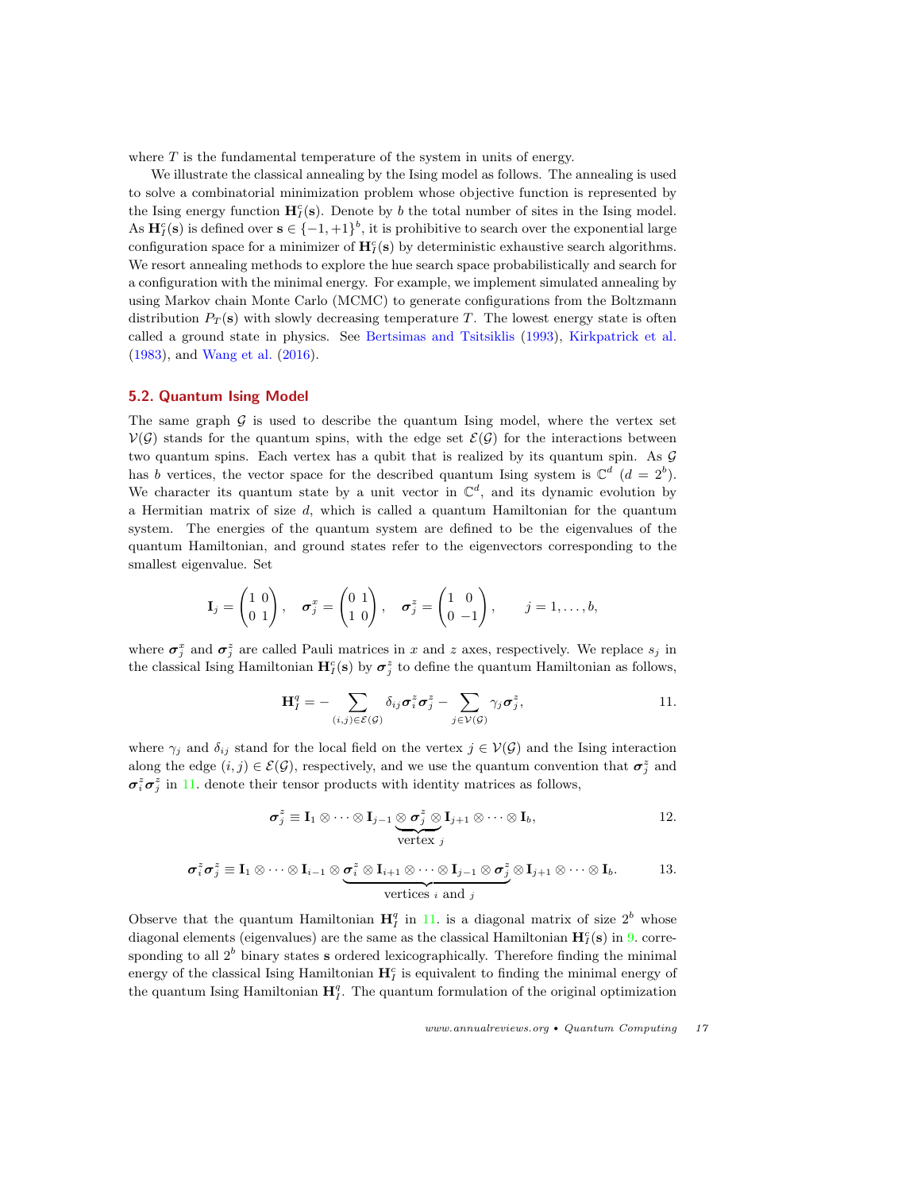where $T$ is the fundamental temperature of the system in units of energy.

We illustrate the classical annealing by the Ising model as follows. The annealing is used to solve a combinatorial minimization problem whose objective function is represented by the Ising energy function $\mathbf{H}_I^c(\mathbf{s})$. Denote by $b$ the total number of sites in the Ising model. As $\mathbf{H}_I^c(\mathbf{s})$ is defined over $\mathbf{s} \in \{-1, +1\}^b$, it is prohibitive to search over the exponential large configuration space for a minimizer of $\mathbf{H}_I^c(\mathbf{s})$ by deterministic exhaustive search algorithms. We resort annealing methods to explore the hue search space probabilistically and search for a configuration with the minimal energy. For example, we implement simulated annealing by using Markov chain Monte Carlo (MCMC) to generate configurations from the Boltzmann distribution $P_T(\mathbf{s})$ with slowly decreasing temperature $T$. The lowest energy state is often called a ground state in physics. See Bertsimas and Tsitsiklis (1993), Kirkpatrick et al. (1983), and Wang et al. (2016).

## 5.2. Quantum Ising Model

The same graph $\mathcal{G}$ is used to describe the quantum Ising model, where the vertex set $\mathcal{V}(\mathcal{G})$ stands for the quantum spins, with the edge set $\mathcal{E}(\mathcal{G})$ for the interactions between two quantum spins. Each vertex has a qubit that is realized by its quantum spin. As $\mathcal{G}$ has $b$ vertices, the vector space for the described quantum Ising system is $\mathbb{C}^d$ ($d = 2^b$). We character its quantum state by a unit vector in $\mathbb{C}^d$, and its dynamic evolution by a Hermitian matrix of size $d$, which is called a quantum Hamiltonian for the quantum system. The energies of the quantum system are defined to be the eigenvalues of the quantum Hamiltonian, and ground states refer to the eigenvectors corresponding to the smallest eigenvalue. Set

$$\mathbf{I}_j = \begin{pmatrix} 1 & 0 \\ 0 & 1 \end{pmatrix}, \quad \boldsymbol{\sigma}_j^x = \begin{pmatrix} 0 & 1 \\ 1 & 0 \end{pmatrix}, \quad \boldsymbol{\sigma}_j^z = \begin{pmatrix} 1 & 0 \\ 0 & -1 \end{pmatrix}, \qquad j = 1, \ldots, b,$$

where $\boldsymbol{\sigma}_j^x$ and $\boldsymbol{\sigma}_j^z$ are called Pauli matrices in $x$ and $z$ axes, respectively. We replace $s_j$ in the classical Ising Hamiltonian $\mathbf{H}_I^c(\mathbf{s})$ by $\boldsymbol{\sigma}_j^z$ to define the quantum Hamiltonian as follows,

$$\mathbf{H}_I^q = -\sum_{(i,j)\in\mathcal{E}(\mathcal{G})} \delta_{ij} \boldsymbol{\sigma}_i^z \boldsymbol{\sigma}_j^z - \sum_{j\in\mathcal{V}(\mathcal{G})} \gamma_j \boldsymbol{\sigma}_j^z, \qquad 11.$$

where $\gamma_j$ and $\delta_{ij}$ stand for the local field on the vertex $j \in \mathcal{V}(\mathcal{G})$ and the Ising interaction along the edge $(i, j) \in \mathcal{E}(\mathcal{G})$, respectively, and we use the quantum convention that $\boldsymbol{\sigma}_j^z$ and $\boldsymbol{\sigma}_i^z \boldsymbol{\sigma}_j^z$ in 11. denote their tensor products with identity matrices as follows,

$$\boldsymbol{\sigma}_j^z \equiv \mathbf{I}_1 \otimes \cdots \otimes \mathbf{I}_{j-1} \underbrace{\otimes\, \boldsymbol{\sigma}_j^z \otimes}_{\text{vertex } j} \mathbf{I}_{j+1} \otimes \cdots \otimes \mathbf{I}_b, \qquad 12.$$

$$\boldsymbol{\sigma}_i^z \boldsymbol{\sigma}_j^z \equiv \mathbf{I}_1 \otimes \cdots \otimes \mathbf{I}_{i-1} \otimes \underbrace{\boldsymbol{\sigma}_i^z \otimes \mathbf{I}_{i+1} \otimes \cdots \otimes \mathbf{I}_{j-1} \otimes \boldsymbol{\sigma}_j^z}_{\text{vertices } i \text{ and } j} \otimes \mathbf{I}_{j+1} \otimes \cdots \otimes \mathbf{I}_b. \qquad 13.$$

Observe that the quantum Hamiltonian $\mathbf{H}_I^q$ in 11. is a diagonal matrix of size $2^b$ whose diagonal elements (eigenvalues) are the same as the classical Hamiltonian $\mathbf{H}_I^c(\mathbf{s})$ in 9. corresponding to all $2^b$ binary states $\mathbf{s}$ ordered lexicographically. Therefore finding the minimal energy of the classical Ising Hamiltonian $\mathbf{H}_I^c$ is equivalent to finding the minimal energy of the quantum Ising Hamiltonian $\mathbf{H}_I^q$. The quantum formulation of the original optimization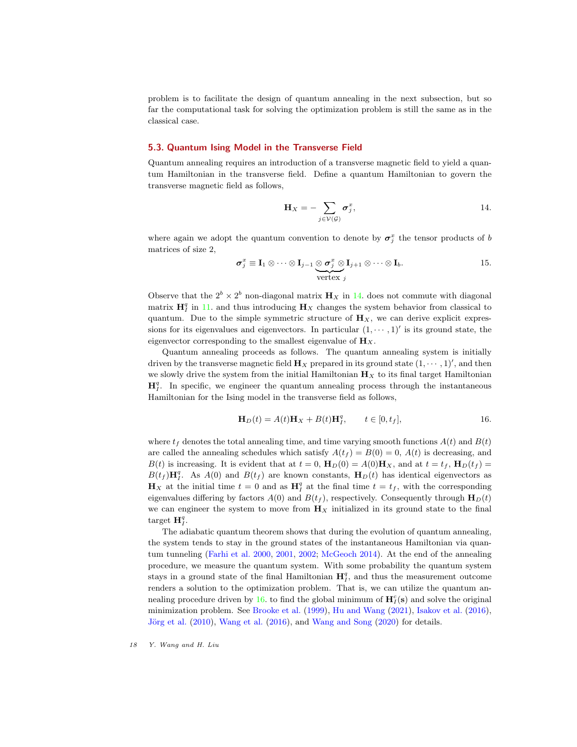problem is to facilitate the design of quantum annealing in the next subsection, but so far the computational task for solving the optimization problem is still the same as in the classical case.

### 5.3. Quantum Ising Model in the Transverse Field

Quantum annealing requires an introduction of a transverse magnetic field to yield a quantum Hamiltonian in the transverse field. Define a quantum Hamiltonian to govern the transverse magnetic field as follows,

$$\mathbf{H}_X = -\sum_{j \in \mathcal{V}(\mathcal{G})} \boldsymbol{\sigma}_j^x, \qquad 14.$$

where again we adopt the quantum convention to denote by $\boldsymbol{\sigma}_j^x$ the tensor products of $b$ matrices of size 2,

$$\boldsymbol{\sigma}_j^x \equiv \mathbf{I}_1 \otimes \cdots \otimes \mathbf{I}_{j-1} \underbrace{\otimes \boldsymbol{\sigma}_j^x \otimes}_{\text{vertex } j} \mathbf{I}_{j+1} \otimes \cdots \otimes \mathbf{I}_b. \qquad 15.$$

Observe that the $2^b \times 2^b$ non-diagonal matrix $\mathbf{H}_X$ in 14. does not commute with diagonal matrix $\mathbf{H}_I^q$ in 11. and thus introducing $\mathbf{H}_X$ changes the system behavior from classical to quantum. Due to the simple symmetric structure of $\mathbf{H}_X$, we can derive explicit expressions for its eigenvalues and eigenvectors. In particular $(1, \cdots, 1)'$ is its ground state, the eigenvector corresponding to the smallest eigenvalue of $\mathbf{H}_X$.

Quantum annealing proceeds as follows. The quantum annealing system is initially driven by the transverse magnetic field $\mathbf{H}_X$ prepared in its ground state $(1, \cdots, 1)'$, and then we slowly drive the system from the initial Hamiltonian $\mathbf{H}_X$ to its final target Hamiltonian $\mathbf{H}_I^q$. In specific, we engineer the quantum annealing process through the instantaneous Hamiltonian for the Ising model in the transverse field as follows,

$$\mathbf{H}_D(t) = A(t)\mathbf{H}_X + B(t)\mathbf{H}_I^q, \qquad t \in [0, t_f], \qquad 16.$$

where $t_f$ denotes the total annealing time, and time varying smooth functions $A(t)$ and $B(t)$ are called the annealing schedules which satisfy $A(t_f) = B(0) = 0$, $A(t)$ is decreasing, and $B(t)$ is increasing. It is evident that at $t = 0$, $\mathbf{H}_D(0) = A(0)\mathbf{H}_X$, and at $t = t_f$, $\mathbf{H}_D(t_f) = B(t_f)\mathbf{H}_I^q$. As $A(0)$ and $B(t_f)$ are known constants, $\mathbf{H}_D(t)$ has identical eigenvectors as $\mathbf{H}_X$ at the initial time $t = 0$ and as $\mathbf{H}_I^q$ at the final time $t = t_f$, with the corresponding eigenvalues differing by factors $A(0)$ and $B(t_f)$, respectively. Consequently through $\mathbf{H}_D(t)$ we can engineer the system to move from $\mathbf{H}_X$ initialized in its ground state to the final target $\mathbf{H}_I^q$.

The adiabatic quantum theorem shows that during the evolution of quantum annealing, the system tends to stay in the ground states of the instantaneous Hamiltonian via quantum tunneling (Farhi et al. 2000, 2001, 2002; McGeoch 2014). At the end of the annealing procedure, we measure the quantum system. With some probability the quantum system stays in a ground state of the final Hamiltonian $\mathbf{H}_I^q$, and thus the measurement outcome renders a solution to the optimization problem. That is, we can utilize the quantum annealing procedure driven by 16. to find the global minimum of $\mathbf{H}_I^c(\mathbf{s})$ and solve the original minimization problem. See Brooke et al. (1999), Hu and Wang (2021), Isakov et al. (2016), Jörg et al. (2010), Wang et al. (2016), and Wang and Song (2020) for details.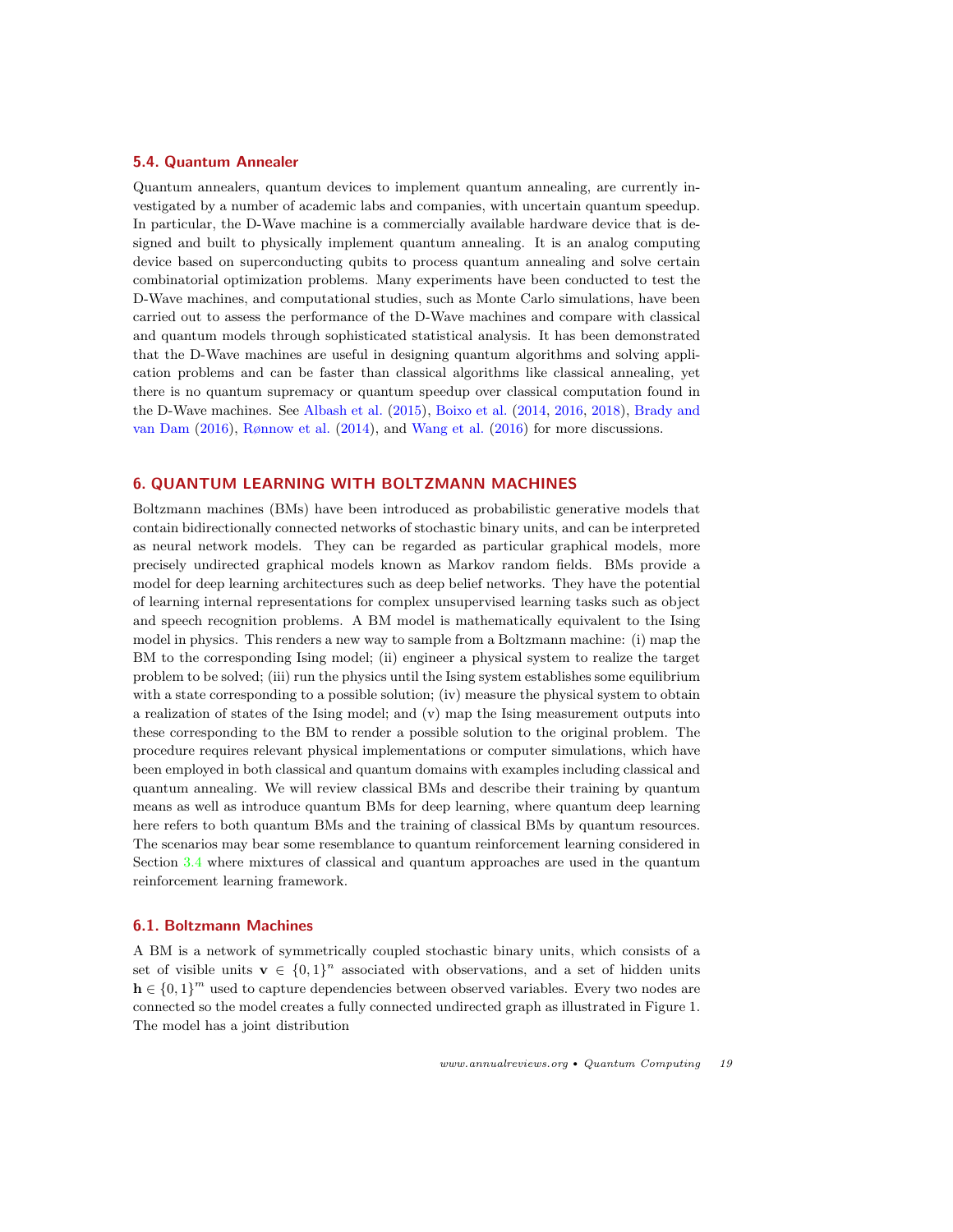### 5.4. Quantum Annealer

Quantum annealers, quantum devices to implement quantum annealing, are currently investigated by a number of academic labs and companies, with uncertain quantum speedup. In particular, the D-Wave machine is a commercially available hardware device that is designed and built to physically implement quantum annealing. It is an analog computing device based on superconducting qubits to process quantum annealing and solve certain combinatorial optimization problems. Many experiments have been conducted to test the D-Wave machines, and computational studies, such as Monte Carlo simulations, have been carried out to assess the performance of the D-Wave machines and compare with classical and quantum models through sophisticated statistical analysis. It has been demonstrated that the D-Wave machines are useful in designing quantum algorithms and solving application problems and can be faster than classical algorithms like classical annealing, yet there is no quantum supremacy or quantum speedup over classical computation found in the D-Wave machines. See Albash et al. (2015), Boixo et al. (2014, 2016, 2018), Brady and van Dam (2016), Rønnow et al. (2014), and Wang et al. (2016) for more discussions.

## 6. QUANTUM LEARNING WITH BOLTZMANN MACHINES

Boltzmann machines (BMs) have been introduced as probabilistic generative models that contain bidirectionally connected networks of stochastic binary units, and can be interpreted as neural network models. They can be regarded as particular graphical models, more precisely undirected graphical models known as Markov random fields. BMs provide a model for deep learning architectures such as deep belief networks. They have the potential of learning internal representations for complex unsupervised learning tasks such as object and speech recognition problems. A BM model is mathematically equivalent to the Ising model in physics. This renders a new way to sample from a Boltzmann machine: (i) map the BM to the corresponding Ising model; (ii) engineer a physical system to realize the target problem to be solved; (iii) run the physics until the Ising system establishes some equilibrium with a state corresponding to a possible solution; (iv) measure the physical system to obtain a realization of states of the Ising model; and (v) map the Ising measurement outputs into these corresponding to the BM to render a possible solution to the original problem. The procedure requires relevant physical implementations or computer simulations, which have been employed in both classical and quantum domains with examples including classical and quantum annealing. We will review classical BMs and describe their training by quantum means as well as introduce quantum BMs for deep learning, where quantum deep learning here refers to both quantum BMs and the training of classical BMs by quantum resources. The scenarios may bear some resemblance to quantum reinforcement learning considered in Section 3.4 where mixtures of classical and quantum approaches are used in the quantum reinforcement learning framework.

### 6.1. Boltzmann Machines

A BM is a network of symmetrically coupled stochastic binary units, which consists of a set of visible units $\mathbf{v} \in \{0,1\}^n$ associated with observations, and a set of hidden units $\mathbf{h} \in \{0,1\}^m$ used to capture dependencies between observed variables. Every two nodes are connected so the model creates a fully connected undirected graph as illustrated in Figure 1. The model has a joint distribution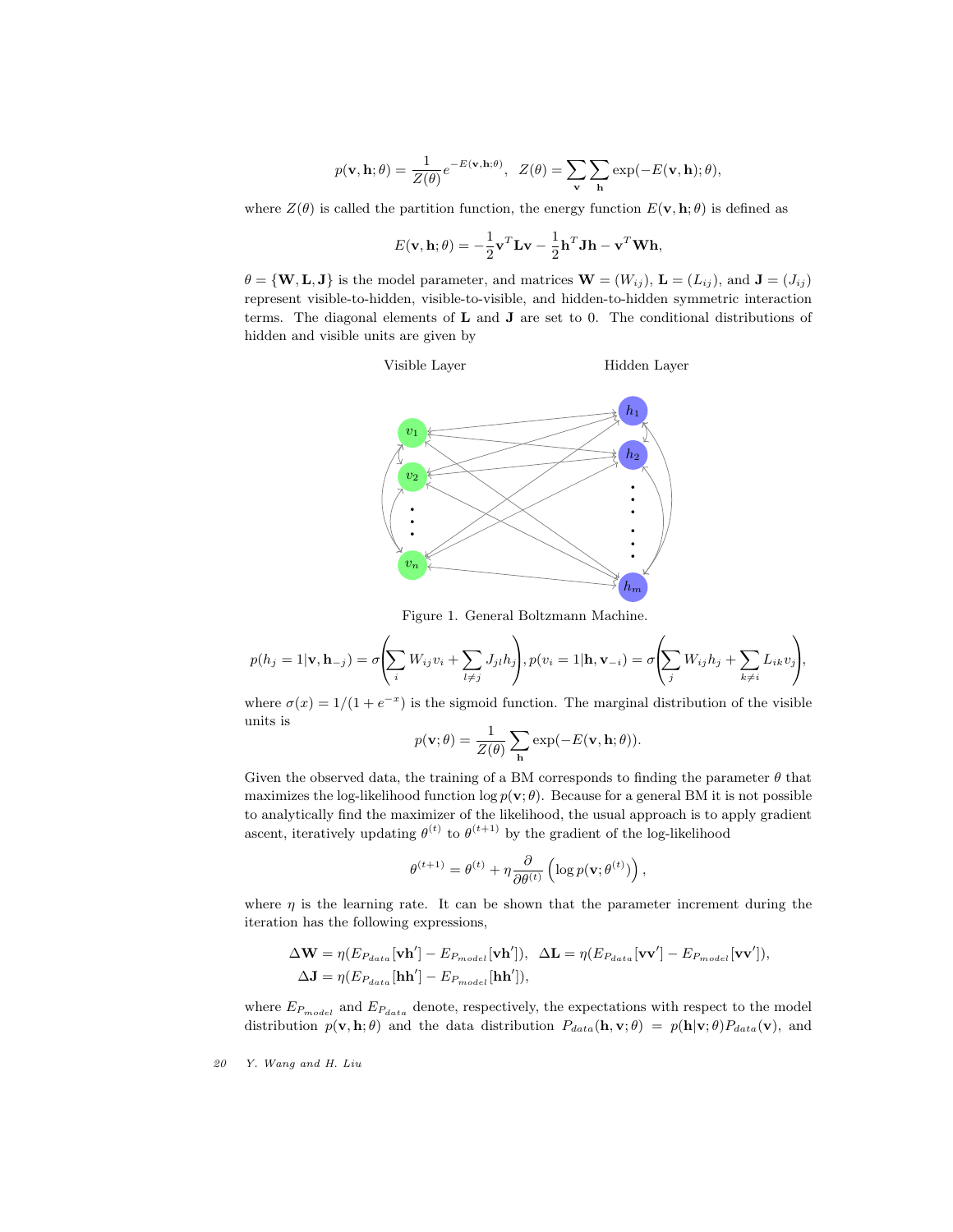$$p(\mathbf{v}, \mathbf{h}; \theta) = \frac{1}{Z(\theta)} e^{-E(\mathbf{v}, \mathbf{h}; \theta)}, \quad Z(\theta) = \sum_{\mathbf{v}} \sum_{\mathbf{h}} \exp(-E(\mathbf{v}, \mathbf{h}); \theta),$$

where $Z(\theta)$ is called the partition function, the energy function $E(\mathbf{v}, \mathbf{h}; \theta)$ is defined as

$$E(\mathbf{v}, \mathbf{h}; \theta) = -\frac{1}{2}\mathbf{v}^T \mathbf{L} \mathbf{v} - \frac{1}{2}\mathbf{h}^T \mathbf{J} \mathbf{h} - \mathbf{v}^T \mathbf{W} \mathbf{h},$$

$\theta = \{\mathbf{W}, \mathbf{L}, \mathbf{J}\}$ is the model parameter, and matrices $\mathbf{W} = (W_{ij})$, $\mathbf{L} = (L_{ij})$, and $\mathbf{J} = (J_{ij})$ represent visible-to-hidden, visible-to-visible, and hidden-to-hidden symmetric interaction terms. The diagonal elements of $\mathbf{L}$ and $\mathbf{J}$ are set to 0. The conditional distributions of hidden and visible units are given by

Figure 1. General Boltzmann Machine.

$$p(h_j = 1 | \mathbf{v}, \mathbf{h}_{-j}) = \sigma\left(\sum_i W_{ij} v_i + \sum_{l \neq j} J_{jl} h_j\right), p(v_i = 1 | \mathbf{h}, \mathbf{v}_{-i}) = \sigma\left(\sum_j W_{ij} h_j + \sum_{k \neq i} L_{ik} v_j\right),$$

where $\sigma(x) = 1/(1 + e^{-x})$ is the sigmoid function. The marginal distribution of the visible units is

$$p(\mathbf{v}; \theta) = \frac{1}{Z(\theta)} \sum_{\mathbf{h}} \exp(-E(\mathbf{v}, \mathbf{h}; \theta)).$$

Given the observed data, the training of a BM corresponds to finding the parameter $\theta$ that maximizes the log-likelihood function $\log p(\mathbf{v}; \theta)$. Because for a general BM it is not possible to analytically find the maximizer of the likelihood, the usual approach is to apply gradient ascent, iteratively updating $\theta^{(t)}$ to $\theta^{(t+1)}$ by the gradient of the log-likelihood

$$\theta^{(t+1)} = \theta^{(t)} + \eta \frac{\partial}{\partial \theta^{(t)}} \left( \log p(\mathbf{v}; \theta^{(t)}) \right),$$

where $\eta$ is the learning rate. It can be shown that the parameter increment during the iteration has the following expressions,

$$\Delta \mathbf{W} = \eta (E_{P_{data}}[\mathbf{v}\mathbf{h}'] - E_{P_{model}}[\mathbf{v}\mathbf{h}']), \quad \Delta \mathbf{L} = \eta (E_{P_{data}}[\mathbf{v}\mathbf{v}'] - E_{P_{model}}[\mathbf{v}\mathbf{v}']),$$
$$\Delta \mathbf{J} = \eta (E_{P_{data}}[\mathbf{h}\mathbf{h}'] - E_{P_{model}}[\mathbf{h}\mathbf{h}']),$$

where $E_{P_{model}}$ and $E_{P_{data}}$ denote, respectively, the expectations with respect to the model distribution $p(\mathbf{v}, \mathbf{h}; \theta)$ and the data distribution $P_{data}(\mathbf{h}, \mathbf{v}; \theta) = p(\mathbf{h}|\mathbf{v}; \theta) P_{data}(\mathbf{v})$, and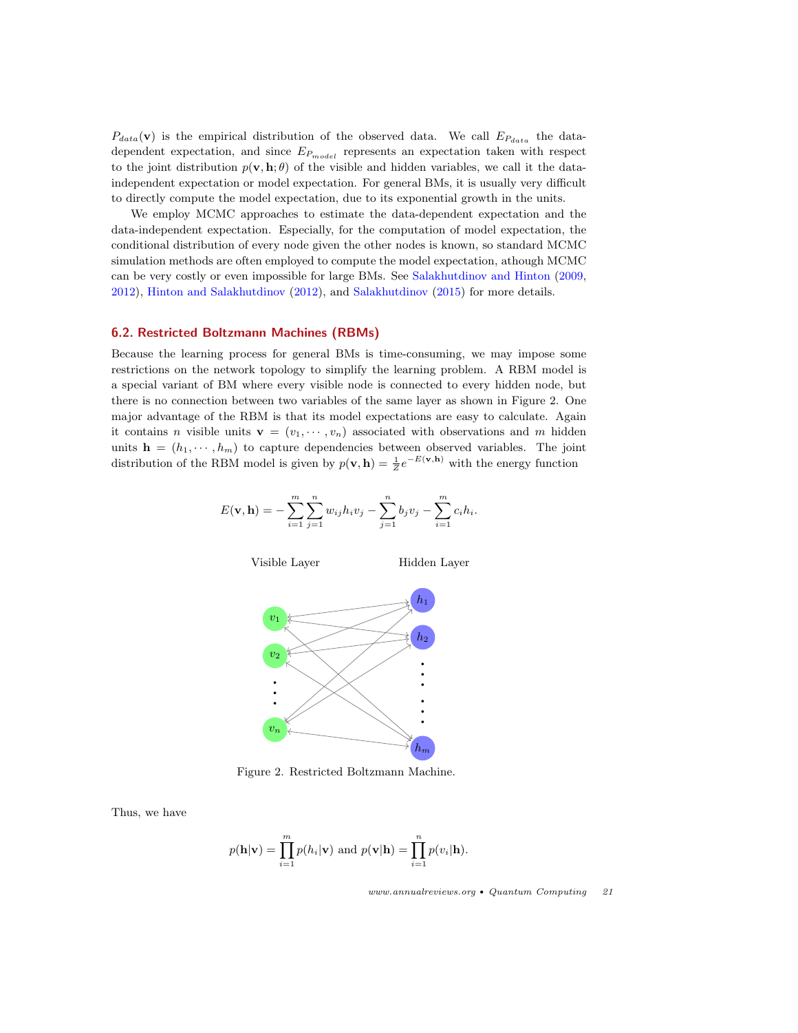$P_{data}(\mathbf{v})$ is the empirical distribution of the observed data. We call $E_{P_{data}}$ the data-dependent expectation, and since $E_{P_{model}}$ represents an expectation taken with respect to the joint distribution $p(\mathbf{v}, \mathbf{h}; \theta)$ of the visible and hidden variables, we call it the data-independent expectation or model expectation. For general BMs, it is usually very difficult to directly compute the model expectation, due to its exponential growth in the units.

We employ MCMC approaches to estimate the data-dependent expectation and the data-independent expectation. Especially, for the computation of model expectation, the conditional distribution of every node given the other nodes is known, so standard MCMC simulation methods are often employed to compute the model expectation, athough MCMC can be very costly or even impossible for large BMs. See Salakhutdinov and Hinton (2009, 2012), Hinton and Salakhutdinov (2012), and Salakhutdinov (2015) for more details.

## 6.2. Restricted Boltzmann Machines (RBMs)

Because the learning process for general BMs is time-consuming, we may impose some restrictions on the network topology to simplify the learning problem. A RBM model is a special variant of BM where every visible node is connected to every hidden node, but there is no connection between two variables of the same layer as shown in Figure 2. One major advantage of the RBM is that its model expectations are easy to calculate. Again it contains $n$ visible units $\mathbf{v} = (v_1, \cdots, v_n)$ associated with observations and $m$ hidden units $\mathbf{h} = (h_1, \cdots, h_m)$ to capture dependencies between observed variables. The joint distribution of the RBM model is given by $p(\mathbf{v}, \mathbf{h}) = \frac{1}{Z} e^{-E(\mathbf{v}, \mathbf{h})}$ with the energy function

$$E(\mathbf{v}, \mathbf{h}) = -\sum_{i=1}^{m} \sum_{j=1}^{n} w_{ij} h_i v_j - \sum_{j=1}^{n} b_j v_j - \sum_{i=1}^{m} c_i h_i.$$

Figure 2. Restricted Boltzmann Machine.

Thus, we have

$$p(\mathbf{h}|\mathbf{v}) = \prod_{i=1}^{m} p(h_i|\mathbf{v}) \text{ and } p(\mathbf{v}|\mathbf{h}) = \prod_{i=1}^{n} p(v_i|\mathbf{h}).$$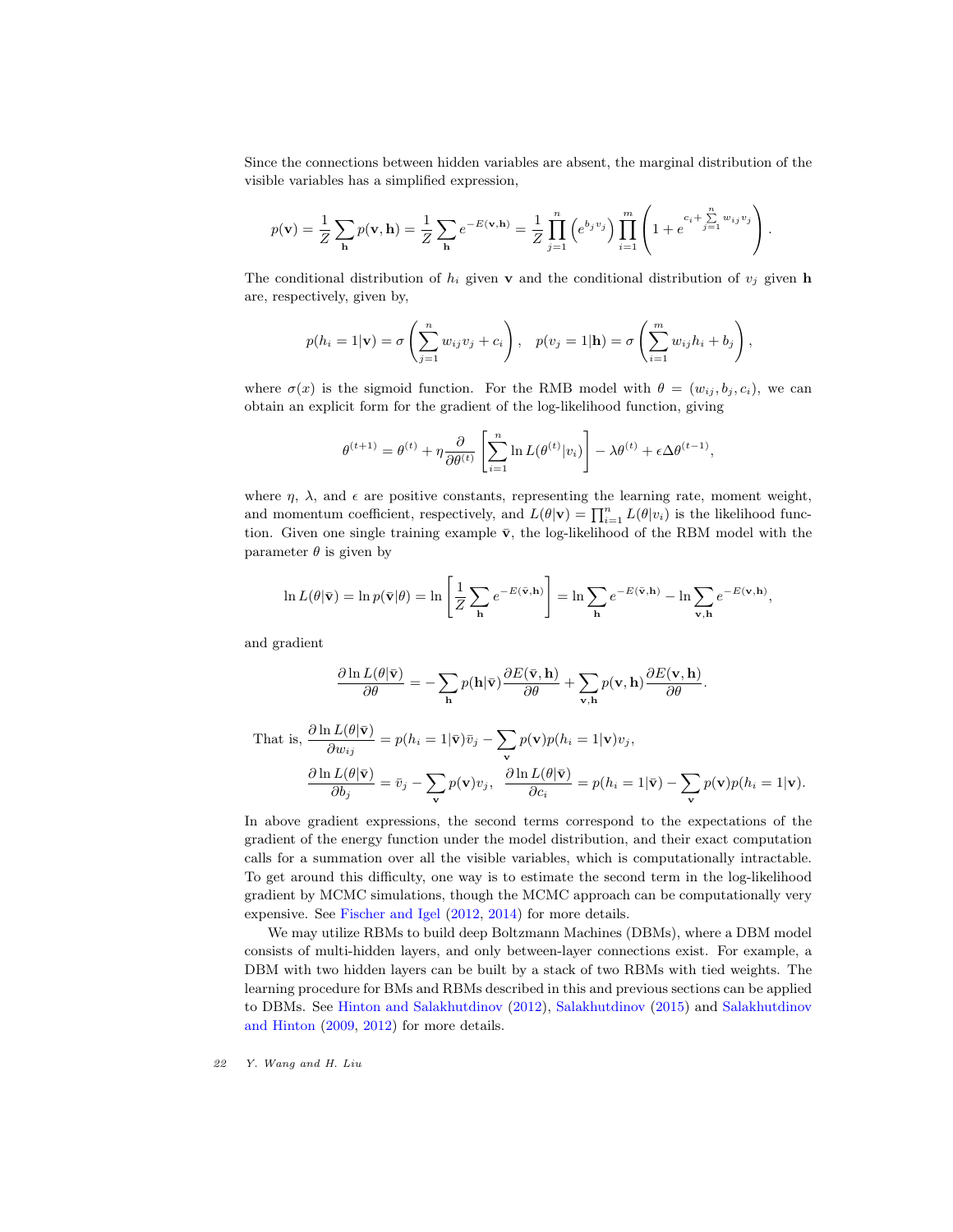Since the connections between hidden variables are absent, the marginal distribution of the visible variables has a simplified expression,

$$p(\mathbf{v}) = \frac{1}{Z}\sum_{\mathbf{h}} p(\mathbf{v}, \mathbf{h}) = \frac{1}{Z}\sum_{\mathbf{h}} e^{-E(\mathbf{v},\mathbf{h})} = \frac{1}{Z}\prod_{j=1}^{n}\left(e^{b_j v_j}\right)\prod_{i=1}^{m}\left(1 + e^{c_i + \sum\limits_{j=1}^{n} w_{ij} v_j}\right).$$

The conditional distribution of $h_i$ given $\mathbf{v}$ and the conditional distribution of $v_j$ given $\mathbf{h}$ are, respectively, given by,

$$p(h_i = 1|\mathbf{v}) = \sigma\left(\sum_{j=1}^{n} w_{ij} v_j + c_i\right), \quad p(v_j = 1|\mathbf{h}) = \sigma\left(\sum_{i=1}^{m} w_{ij} h_i + b_j\right),$$

where $\sigma(x)$ is the sigmoid function. For the RMB model with $\theta = (w_{ij}, b_j, c_i)$, we can obtain an explicit form for the gradient of the log-likelihood function, giving

$$\theta^{(t+1)} = \theta^{(t)} + \eta\frac{\partial}{\partial\theta^{(t)}}\left[\sum_{i=1}^{n} \ln L(\theta^{(t)}|v_i)\right] - \lambda\theta^{(t)} + \epsilon\Delta\theta^{(t-1)},$$

where $\eta$, $\lambda$, and $\epsilon$ are positive constants, representing the learning rate, moment weight, and momentum coefficient, respectively, and $L(\theta|\mathbf{v}) = \prod_{i=1}^{n} L(\theta|v_i)$ is the likelihood function. Given one single training example $\bar{\mathbf{v}}$, the log-likelihood of the RBM model with the parameter $\theta$ is given by

$$\ln L(\theta|\bar{\mathbf{v}}) = \ln p(\bar{\mathbf{v}}|\theta) = \ln\left[\frac{1}{Z}\sum_{\mathbf{h}} e^{-E(\bar{\mathbf{v}},\mathbf{h})}\right] = \ln\sum_{\mathbf{h}} e^{-E(\bar{\mathbf{v}},\mathbf{h})} - \ln\sum_{\mathbf{v},\mathbf{h}} e^{-E(\mathbf{v},\mathbf{h})},$$

and gradient

$$\frac{\partial \ln L(\theta|\bar{\mathbf{v}})}{\partial\theta} = -\sum_{\mathbf{h}} p(\mathbf{h}|\bar{\mathbf{v}})\frac{\partial E(\bar{\mathbf{v}},\mathbf{h})}{\partial\theta} + \sum_{\mathbf{v},\mathbf{h}} p(\mathbf{v},\mathbf{h})\frac{\partial E(\mathbf{v},\mathbf{h})}{\partial\theta}.$$

That is, $\dfrac{\partial \ln L(\theta|\bar{\mathbf{v}})}{\partial w_{ij}} = p(h_i = 1|\bar{\mathbf{v}})\bar{v}_j - \sum_{\mathbf{v}} p(\mathbf{v})p(h_i = 1|\mathbf{v})v_j,$

$$\frac{\partial \ln L(\theta|\bar{\mathbf{v}})}{\partial b_j} = \bar{v}_j - \sum_{\mathbf{v}} p(\mathbf{v})v_j, \quad \frac{\partial \ln L(\theta|\bar{\mathbf{v}})}{\partial c_i} = p(h_i = 1|\bar{\mathbf{v}}) - \sum_{\mathbf{v}} p(\mathbf{v})p(h_i = 1|\mathbf{v}).$$

In above gradient expressions, the second terms correspond to the expectations of the gradient of the energy function under the model distribution, and their exact computation calls for a summation over all the visible variables, which is computationally intractable. To get around this difficulty, one way is to estimate the second term in the log-likelihood gradient by MCMC simulations, though the MCMC approach can be computationally very expensive. See Fischer and Igel (2012, 2014) for more details.

We may utilize RBMs to build deep Boltzmann Machines (DBMs), where a DBM model consists of multi-hidden layers, and only between-layer connections exist. For example, a DBM with two hidden layers can be built by a stack of two RBMs with tied weights. The learning procedure for BMs and RBMs described in this and previous sections can be applied to DBMs. See Hinton and Salakhutdinov (2012), Salakhutdinov (2015) and Salakhutdinov and Hinton (2009, 2012) for more details.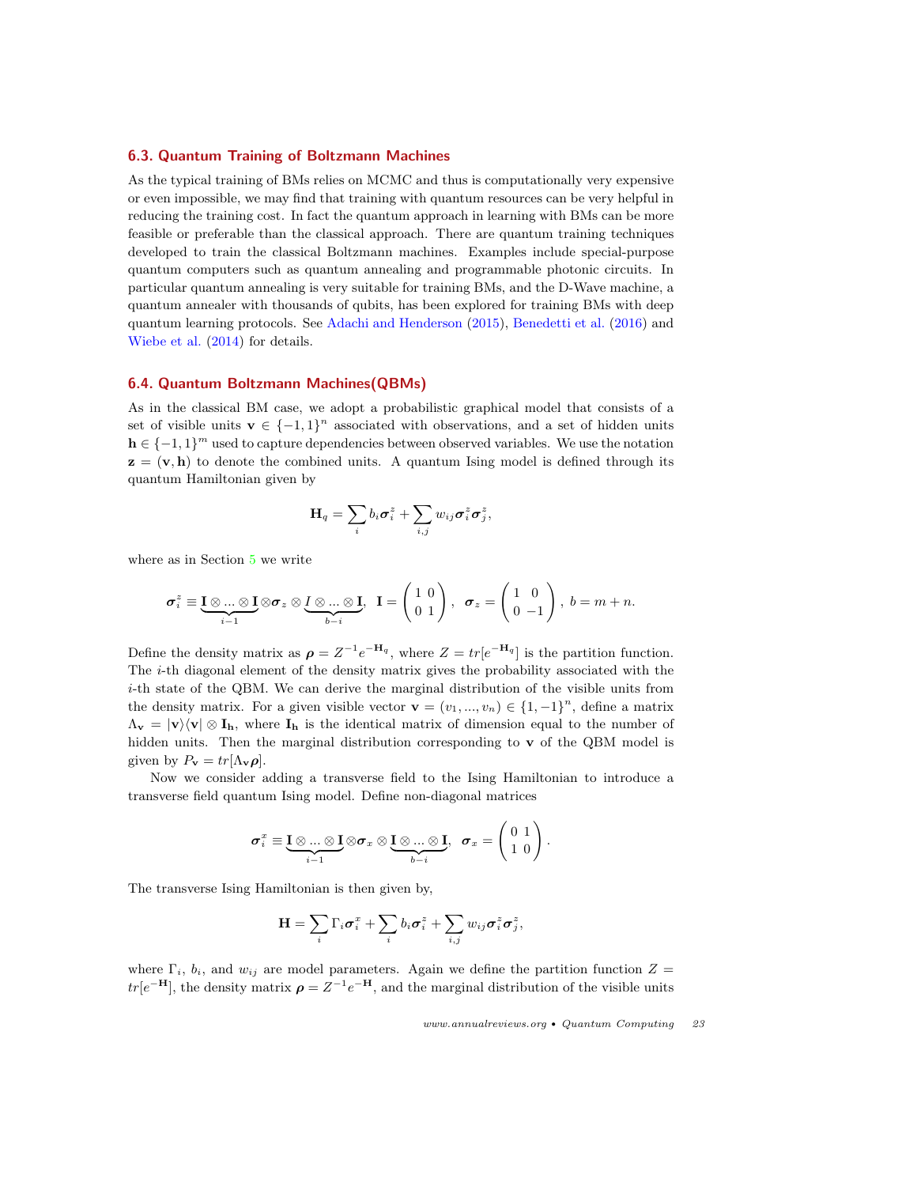### 6.3. Quantum Training of Boltzmann Machines

As the typical training of BMs relies on MCMC and thus is computationally very expensive or even impossible, we may find that training with quantum resources can be very helpful in reducing the training cost. In fact the quantum approach in learning with BMs can be more feasible or preferable than the classical approach. There are quantum training techniques developed to train the classical Boltzmann machines. Examples include special-purpose quantum computers such as quantum annealing and programmable photonic circuits. In particular quantum annealing is very suitable for training BMs, and the D-Wave machine, a quantum annealer with thousands of qubits, has been explored for training BMs with deep quantum learning protocols. See Adachi and Henderson (2015), Benedetti et al. (2016) and Wiebe et al. (2014) for details.

### 6.4. Quantum Boltzmann Machines(QBMs)

As in the classical BM case, we adopt a probabilistic graphical model that consists of a set of visible units $\mathbf{v} \in \{-1, 1\}^n$ associated with observations, and a set of hidden units $\mathbf{h} \in \{-1, 1\}^m$ used to capture dependencies between observed variables. We use the notation $\mathbf{z} = (\mathbf{v}, \mathbf{h})$ to denote the combined units. A quantum Ising model is defined through its quantum Hamiltonian given by

$$\mathbf{H}_q = \sum_i b_i \boldsymbol{\sigma}_i^z + \sum_{i,j} w_{ij} \boldsymbol{\sigma}_i^z \boldsymbol{\sigma}_j^z,$$

where as in Section 5 we write

$$\boldsymbol{\sigma}_i^z \equiv \underbrace{\mathbf{I} \otimes \ldots \otimes \mathbf{I}}_{i-1} \otimes \boldsymbol{\sigma}_z \otimes \underbrace{I \otimes \ldots \otimes \mathbf{I}}_{b-i}, \quad \mathbf{I} = \begin{pmatrix} 1 & 0 \\ 0 & 1 \end{pmatrix}, \quad \boldsymbol{\sigma}_z = \begin{pmatrix} 1 & 0 \\ 0 & -1 \end{pmatrix}, \; b = m + n.$$

Define the density matrix as $\boldsymbol{\rho} = Z^{-1} e^{-\mathbf{H}_q}$, where $Z = tr[e^{-\mathbf{H}_q}]$ is the partition function. The $i$-th diagonal element of the density matrix gives the probability associated with the $i$-th state of the QBM. We can derive the marginal distribution of the visible units from the density matrix. For a given visible vector $\mathbf{v} = (v_1, ..., v_n) \in \{1, -1\}^n$, define a matrix $\Lambda_{\mathbf{v}} = |\mathbf{v}\rangle\langle\mathbf{v}| \otimes \mathbf{I}_{\mathbf{h}}$, where $\mathbf{I}_{\mathbf{h}}$ is the identical matrix of dimension equal to the number of hidden units. Then the marginal distribution corresponding to $\mathbf{v}$ of the QBM model is given by $P_{\mathbf{v}} = tr[\Lambda_{\mathbf{v}} \boldsymbol{\rho}]$.

Now we consider adding a transverse field to the Ising Hamiltonian to introduce a transverse field quantum Ising model. Define non-diagonal matrices

$$\boldsymbol{\sigma}_i^x \equiv \underbrace{\mathbf{I} \otimes \ldots \otimes \mathbf{I}}_{i-1} \otimes \boldsymbol{\sigma}_x \otimes \underbrace{\mathbf{I} \otimes \ldots \otimes \mathbf{I}}_{b-i}, \quad \boldsymbol{\sigma}_x = \begin{pmatrix} 0 & 1 \\ 1 & 0 \end{pmatrix}.$$

The transverse Ising Hamiltonian is then given by,

$$\mathbf{H} = \sum_i \Gamma_i \boldsymbol{\sigma}_i^x + \sum_i b_i \boldsymbol{\sigma}_i^z + \sum_{i,j} w_{ij} \boldsymbol{\sigma}_i^z \boldsymbol{\sigma}_j^z,$$

where $\Gamma_i$, $b_i$, and $w_{ij}$ are model parameters. Again we define the partition function $Z = tr[e^{-\mathbf{H}}]$, the density matrix $\boldsymbol{\rho} = Z^{-1} e^{-\mathbf{H}}$, and the marginal distribution of the visible units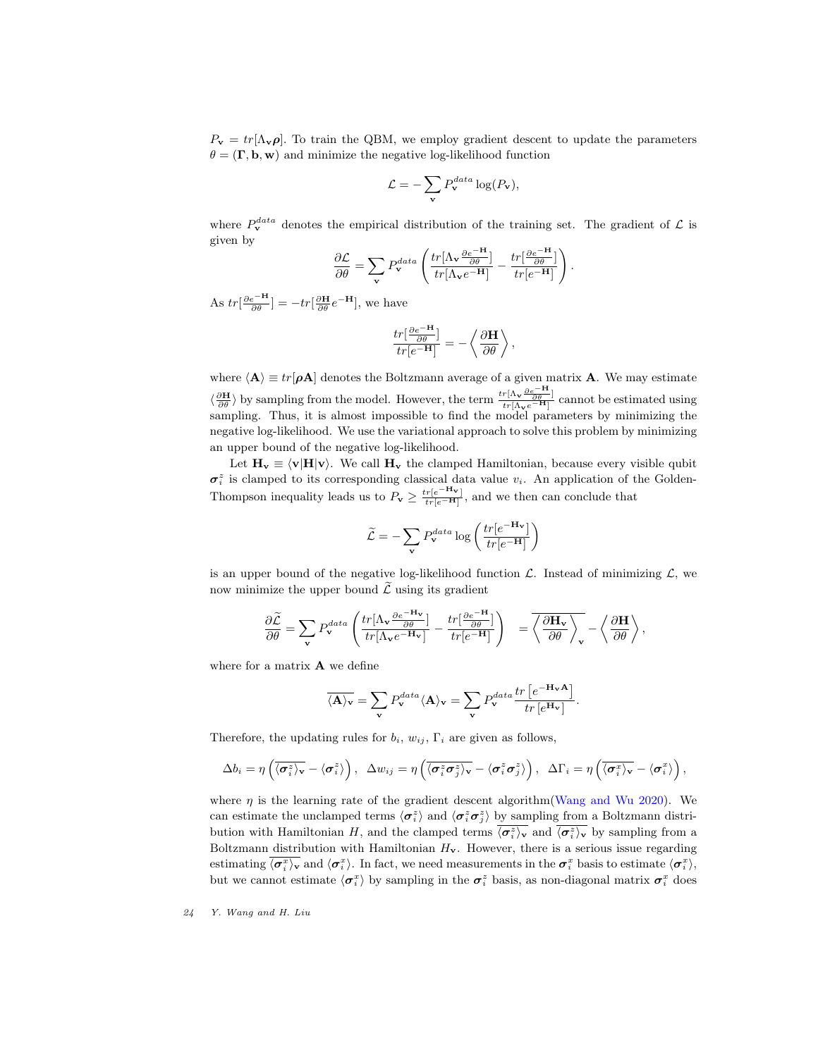$P_{\mathbf{v}} = tr[\Lambda_{\mathbf{v}}\boldsymbol{\rho}]$. To train the QBM, we employ gradient descent to update the parameters $\theta = (\boldsymbol{\Gamma}, \mathbf{b}, \mathbf{w})$ and minimize the negative log-likelihood function

$$\mathcal{L} = -\sum_{\mathbf{v}} P_{\mathbf{v}}^{data} \log(P_{\mathbf{v}}),$$

where $P_{\mathbf{v}}^{data}$ denotes the empirical distribution of the training set. The gradient of $\mathcal{L}$ is given by

$$\frac{\partial \mathcal{L}}{\partial \theta} = \sum_{\mathbf{v}} P_{\mathbf{v}}^{data} \left( \frac{tr[\Lambda_{\mathbf{v}} \frac{\partial e^{-\mathbf{H}}}{\partial \theta}]}{tr[\Lambda_{\mathbf{v}} e^{-\mathbf{H}}]} - \frac{tr[\frac{\partial e^{-\mathbf{H}}}{\partial \theta}]}{tr[e^{-\mathbf{H}}]} \right).$$

As $tr[\frac{\partial e^{-\mathbf{H}}}{\partial \theta}] = -tr[\frac{\partial \mathbf{H}}{\partial \theta} e^{-\mathbf{H}}]$, we have

$$\frac{tr[\frac{\partial e^{-\mathbf{H}}}{\partial \theta}]}{tr[e^{-\mathbf{H}}]} = -\left\langle \frac{\partial \mathbf{H}}{\partial \theta} \right\rangle,$$

where $\langle \mathbf{A} \rangle \equiv tr[\boldsymbol{\rho} \mathbf{A}]$ denotes the Boltzmann average of a given matrix $\mathbf{A}$. We may estimate $\langle \frac{\partial \mathbf{H}}{\partial \theta} \rangle$ by sampling from the model. However, the term $\frac{tr[\Lambda_{\mathbf{v}} \frac{\partial e^{-\mathbf{H}}}{\partial \theta}]}{tr[\Lambda_{\mathbf{v}} e^{-\mathbf{H}}]}$ cannot be estimated using sampling. Thus, it is almost impossible to find the model parameters by minimizing the negative log-likelihood. We use the variational approach to solve this problem by minimizing an upper bound of the negative log-likelihood.

Let $\mathbf{H}_{\mathbf{v}} \equiv \langle \mathbf{v} | \mathbf{H} | \mathbf{v} \rangle$. We call $\mathbf{H}_{\mathbf{v}}$ the clamped Hamiltonian, because every visible qubit $\boldsymbol{\sigma}_i^z$ is clamped to its corresponding classical data value $v_i$. An application of the Golden-Thompson inequality leads us to $P_{\mathbf{v}} \geq \frac{tr[e^{-\mathbf{H}_{\mathbf{v}}}]}{tr[e^{-\mathbf{H}}]}$, and we then can conclude that

$$\widetilde{\mathcal{L}} = -\sum_{\mathbf{v}} P_{\mathbf{v}}^{data} \log\left( \frac{tr[e^{-\mathbf{H}_{\mathbf{v}}}]}{tr[e^{-\mathbf{H}}]} \right)$$

is an upper bound of the negative log-likelihood function $\mathcal{L}$. Instead of minimizing $\mathcal{L}$, we now minimize the upper bound $\widetilde{\mathcal{L}}$ using its gradient

$$\frac{\partial \widetilde{\mathcal{L}}}{\partial \theta} = \sum_{\mathbf{v}} P_{\mathbf{v}}^{data} \left( \frac{tr[\Lambda_{\mathbf{v}} \frac{\partial e^{-\mathbf{H}_{\mathbf{v}}}}{\partial \theta}]}{tr[\Lambda_{\mathbf{v}} e^{-\mathbf{H}_{\mathbf{v}}}]} - \frac{tr[\frac{\partial e^{-\mathbf{H}}}{\partial \theta}]}{tr[e^{-\mathbf{H}}]} \right) \quad = \overline{\left\langle \frac{\partial \mathbf{H}_{\mathbf{v}}}{\partial \theta} \right\rangle_{\mathbf{v}}} - \left\langle \frac{\partial \mathbf{H}}{\partial \theta} \right\rangle,$$

where for a matrix $\mathbf{A}$ we define

$$\overline{\langle \mathbf{A} \rangle_{\mathbf{v}}} = \sum_{\mathbf{v}} P_{\mathbf{v}}^{data} \langle \mathbf{A} \rangle_{\mathbf{v}} = \sum_{\mathbf{v}} P_{\mathbf{v}}^{data} \frac{tr\left[e^{-\mathbf{H}_{\mathbf{v}} \mathbf{A}}\right]}{tr\left[e^{\mathbf{H}_{\mathbf{v}}}\right]}.$$

Therefore, the updating rules for $b_i$, $w_{ij}$, $\Gamma_i$ are given as follows,

$$\Delta b_i = \eta \left( \overline{\langle \boldsymbol{\sigma}_i^z \rangle_{\mathbf{v}}} - \langle \boldsymbol{\sigma}_i^z \rangle \right), \quad \Delta w_{ij} = \eta \left( \overline{\langle \boldsymbol{\sigma}_i^z \boldsymbol{\sigma}_j^z \rangle_{\mathbf{v}}} - \langle \boldsymbol{\sigma}_i^z \boldsymbol{\sigma}_j^z \rangle \right), \quad \Delta \Gamma_i = \eta \left( \overline{\langle \boldsymbol{\sigma}_i^x \rangle_{\mathbf{v}}} - \langle \boldsymbol{\sigma}_i^x \rangle \right),$$

where $\eta$ is the learning rate of the gradient descent algorithm(Wang and Wu 2020). We can estimate the unclamped terms $\langle \boldsymbol{\sigma}_i^z \rangle$ and $\langle \boldsymbol{\sigma}_i^z \boldsymbol{\sigma}_j^z \rangle$ by sampling from a Boltzmann distribution with Hamiltonian $H$, and the clamped terms $\overline{\langle \boldsymbol{\sigma}_i^z \rangle_{\mathbf{v}}}$ and $\overline{\langle \boldsymbol{\sigma}_i^z \rangle_{\mathbf{v}}}$ by sampling from a Boltzmann distribution with Hamiltonian $H_{\mathbf{v}}$. However, there is a serious issue regarding estimating $\overline{\langle \boldsymbol{\sigma}_i^x \rangle_{\mathbf{v}}}$ and $\langle \boldsymbol{\sigma}_i^x \rangle$. In fact, we need measurements in the $\boldsymbol{\sigma}_i^x$ basis to estimate $\langle \boldsymbol{\sigma}_i^x \rangle$, but we cannot estimate $\langle \boldsymbol{\sigma}_i^x \rangle$ by sampling in the $\boldsymbol{\sigma}_i^z$ basis, as non-diagonal matrix $\boldsymbol{\sigma}_i^x$ does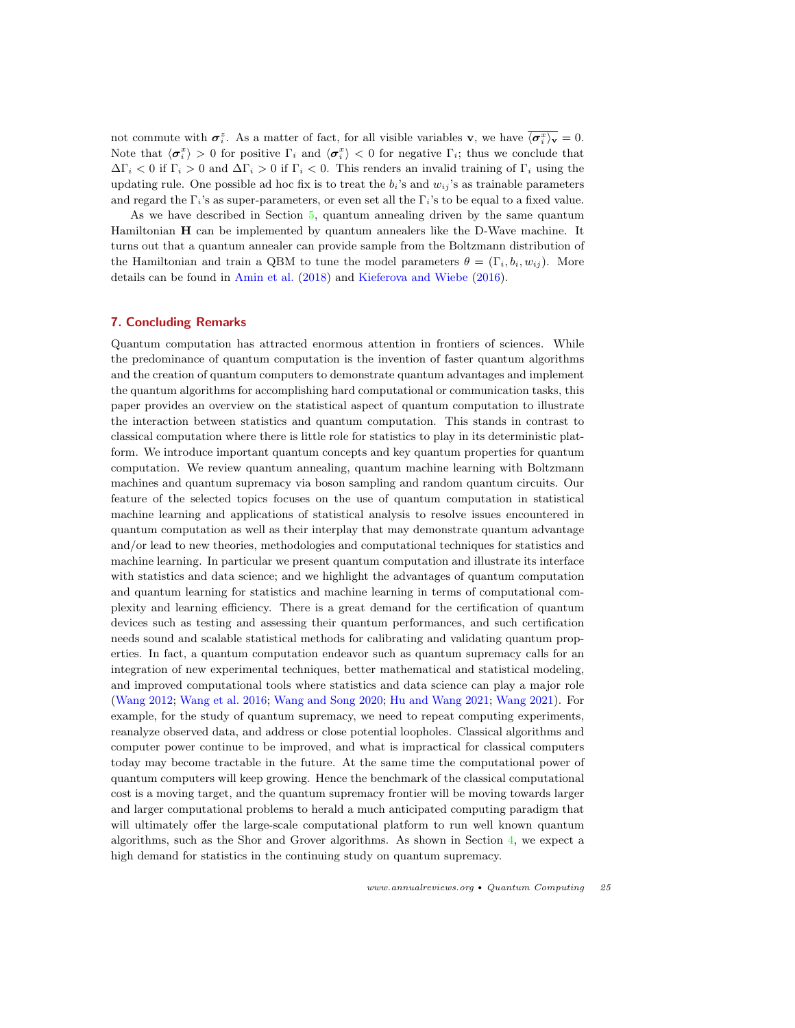not commute with $\boldsymbol{\sigma}_i^z$. As a matter of fact, for all visible variables $\mathbf{v}$, we have $\overline{\langle \boldsymbol{\sigma}_i^x \rangle_{\mathbf{v}}} = 0$. Note that $\langle \boldsymbol{\sigma}_i^x \rangle > 0$ for positive $\Gamma_i$ and $\langle \boldsymbol{\sigma}_i^x \rangle < 0$ for negative $\Gamma_i$; thus we conclude that $\Delta\Gamma_i < 0$ if $\Gamma_i > 0$ and $\Delta\Gamma_i > 0$ if $\Gamma_i < 0$. This renders an invalid training of $\Gamma_i$ using the updating rule. One possible ad hoc fix is to treat the $b_i$'s and $w_{ij}$'s as trainable parameters and regard the $\Gamma_i$'s as super-parameters, or even set all the $\Gamma_i$'s to be equal to a fixed value.

As we have described in Section 5, quantum annealing driven by the same quantum Hamiltonian $\mathbf{H}$ can be implemented by quantum annealers like the D-Wave machine. It turns out that a quantum annealer can provide sample from the Boltzmann distribution of the Hamiltonian and train a QBM to tune the model parameters $\theta = (\Gamma_i, b_i, w_{ij})$. More details can be found in Amin et al. (2018) and Kieferova and Wiebe (2016).

## 7. Concluding Remarks

Quantum computation has attracted enormous attention in frontiers of sciences. While the predominance of quantum computation is the invention of faster quantum algorithms and the creation of quantum computers to demonstrate quantum advantages and implement the quantum algorithms for accomplishing hard computational or communication tasks, this paper provides an overview on the statistical aspect of quantum computation to illustrate the interaction between statistics and quantum computation. This stands in contrast to classical computation where there is little role for statistics to play in its deterministic platform. We introduce important quantum concepts and key quantum properties for quantum computation. We review quantum annealing, quantum machine learning with Boltzmann machines and quantum supremacy via boson sampling and random quantum circuits. Our feature of the selected topics focuses on the use of quantum computation in statistical machine learning and applications of statistical analysis to resolve issues encountered in quantum computation as well as their interplay that may demonstrate quantum advantage and/or lead to new theories, methodologies and computational techniques for statistics and machine learning. In particular we present quantum computation and illustrate its interface with statistics and data science; and we highlight the advantages of quantum computation and quantum learning for statistics and machine learning in terms of computational complexity and learning efficiency. There is a great demand for the certification of quantum devices such as testing and assessing their quantum performances, and such certification needs sound and scalable statistical methods for calibrating and validating quantum properties. In fact, a quantum computation endeavor such as quantum supremacy calls for an integration of new experimental techniques, better mathematical and statistical modeling, and improved computational tools where statistics and data science can play a major role (Wang 2012; Wang et al. 2016; Wang and Song 2020; Hu and Wang 2021; Wang 2021). For example, for the study of quantum supremacy, we need to repeat computing experiments, reanalyze observed data, and address or close potential loopholes. Classical algorithms and computer power continue to be improved, and what is impractical for classical computers today may become tractable in the future. At the same time the computational power of quantum computers will keep growing. Hence the benchmark of the classical computational cost is a moving target, and the quantum supremacy frontier will be moving towards larger and larger computational problems to herald a much anticipated computing paradigm that will ultimately offer the large-scale computational platform to run well known quantum algorithms, such as the Shor and Grover algorithms. As shown in Section 4, we expect a high demand for statistics in the continuing study on quantum supremacy.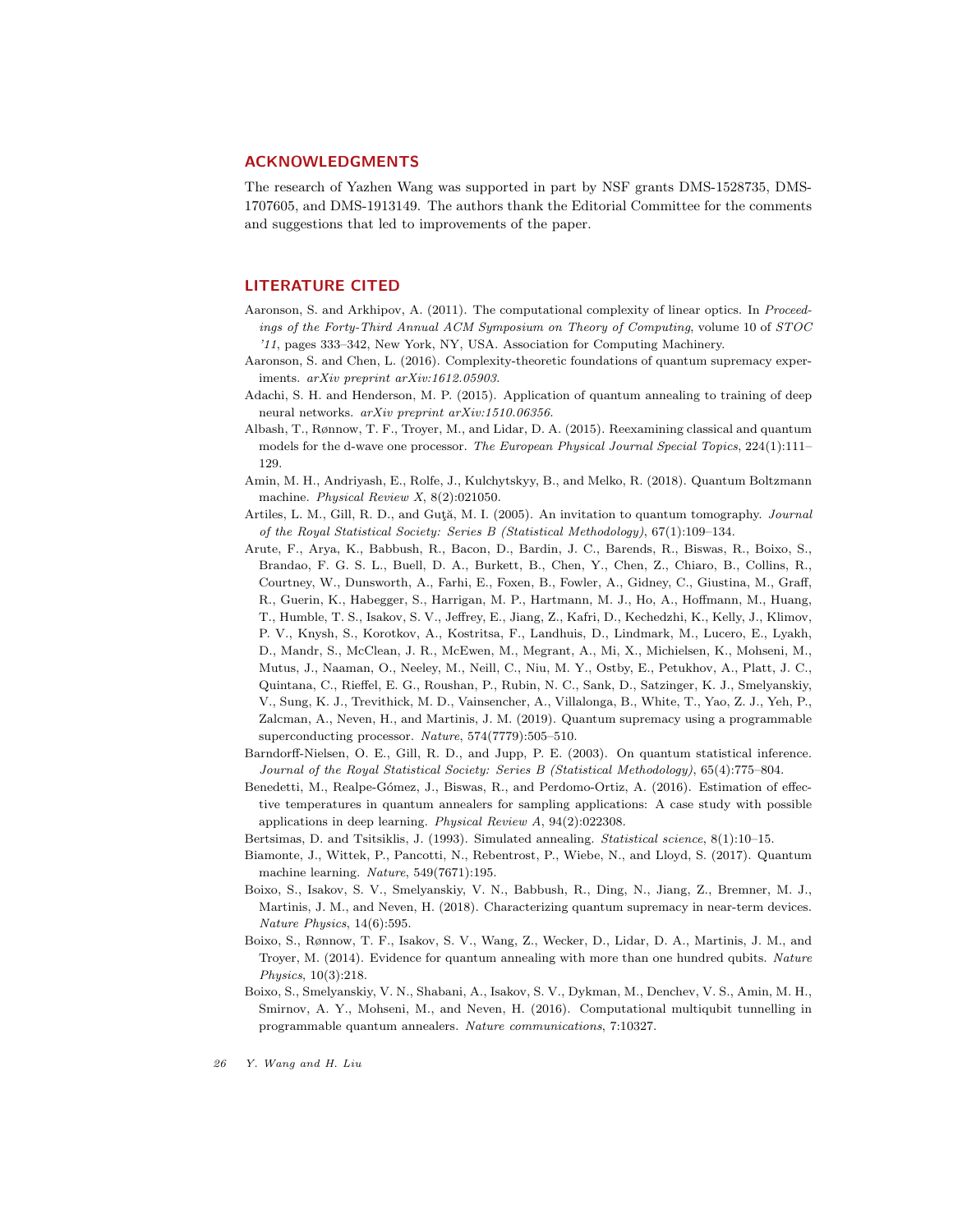## ACKNOWLEDGMENTS

The research of Yazhen Wang was supported in part by NSF grants DMS-1528735, DMS-1707605, and DMS-1913149. The authors thank the Editorial Committee for the comments and suggestions that led to improvements of the paper.

## LITERATURE CITED

Aaronson, S. and Arkhipov, A. (2011). The computational complexity of linear optics. In *Proceedings of the Forty-Third Annual ACM Symposium on Theory of Computing*, volume 10 of *STOC '11*, pages 333–342, New York, NY, USA. Association for Computing Machinery.

Aaronson, S. and Chen, L. (2016). Complexity-theoretic foundations of quantum supremacy experiments. *arXiv preprint arXiv:1612.05903*.

Adachi, S. H. and Henderson, M. P. (2015). Application of quantum annealing to training of deep neural networks. *arXiv preprint arXiv:1510.06356*.

Albash, T., Rønnow, T. F., Troyer, M., and Lidar, D. A. (2015). Reexamining classical and quantum models for the d-wave one processor. *The European Physical Journal Special Topics*, 224(1):111–129.

Amin, M. H., Andriyash, E., Rolfe, J., Kulchytskyy, B., and Melko, R. (2018). Quantum Boltzmann machine. *Physical Review X*, 8(2):021050.

Artiles, L. M., Gill, R. D., and Guţă, M. I. (2005). An invitation to quantum tomography. *Journal of the Royal Statistical Society: Series B (Statistical Methodology)*, 67(1):109–134.

Arute, F., Arya, K., Babbush, R., Bacon, D., Bardin, J. C., Barends, R., Biswas, R., Boixo, S., Brandao, F. G. S. L., Buell, D. A., Burkett, B., Chen, Y., Chen, Z., Chiaro, B., Collins, R., Courtney, W., Dunsworth, A., Farhi, E., Foxen, B., Fowler, A., Gidney, C., Giustina, M., Graff, R., Guerin, K., Habegger, S., Harrigan, M. P., Hartmann, M. J., Ho, A., Hoffmann, M., Huang, T., Humble, T. S., Isakov, S. V., Jeffrey, E., Jiang, Z., Kafri, D., Kechedzhi, K., Kelly, J., Klimov, P. V., Knysh, S., Korotkov, A., Kostritsa, F., Landhuis, D., Lindmark, M., Lucero, E., Lyakh, D., Mandr, S., McClean, J. R., McEwen, M., Megrant, A., Mi, X., Michielsen, K., Mohseni, M., Mutus, J., Naaman, O., Neeley, M., Neill, C., Niu, M. Y., Ostby, E., Petukhov, A., Platt, J. C., Quintana, C., Rieffel, E. G., Roushan, P., Rubin, N. C., Sank, D., Satzinger, K. J., Smelyanskiy, V., Sung, K. J., Trevithick, M. D., Vainsencher, A., Villalonga, B., White, T., Yao, Z. J., Yeh, P., Zalcman, A., Neven, H., and Martinis, J. M. (2019). Quantum supremacy using a programmable superconducting processor. *Nature*, 574(7779):505–510.

Barndorff-Nielsen, O. E., Gill, R. D., and Jupp, P. E. (2003). On quantum statistical inference. *Journal of the Royal Statistical Society: Series B (Statistical Methodology)*, 65(4):775–804.

Benedetti, M., Realpe-Gómez, J., Biswas, R., and Perdomo-Ortiz, A. (2016). Estimation of effective temperatures in quantum annealers for sampling applications: A case study with possible applications in deep learning. *Physical Review A*, 94(2):022308.

Bertsimas, D. and Tsitsiklis, J. (1993). Simulated annealing. *Statistical science*, 8(1):10–15.

Biamonte, J., Wittek, P., Pancotti, N., Rebentrost, P., Wiebe, N., and Lloyd, S. (2017). Quantum machine learning. *Nature*, 549(7671):195.

Boixo, S., Isakov, S. V., Smelyanskiy, V. N., Babbush, R., Ding, N., Jiang, Z., Bremner, M. J., Martinis, J. M., and Neven, H. (2018). Characterizing quantum supremacy in near-term devices. *Nature Physics*, 14(6):595.

Boixo, S., Rønnow, T. F., Isakov, S. V., Wang, Z., Wecker, D., Lidar, D. A., Martinis, J. M., and Troyer, M. (2014). Evidence for quantum annealing with more than one hundred qubits. *Nature Physics*, 10(3):218.

Boixo, S., Smelyanskiy, V. N., Shabani, A., Isakov, S. V., Dykman, M., Denchev, V. S., Amin, M. H., Smirnov, A. Y., Mohseni, M., and Neven, H. (2016). Computational multiqubit tunnelling in programmable quantum annealers. *Nature communications*, 7:10327.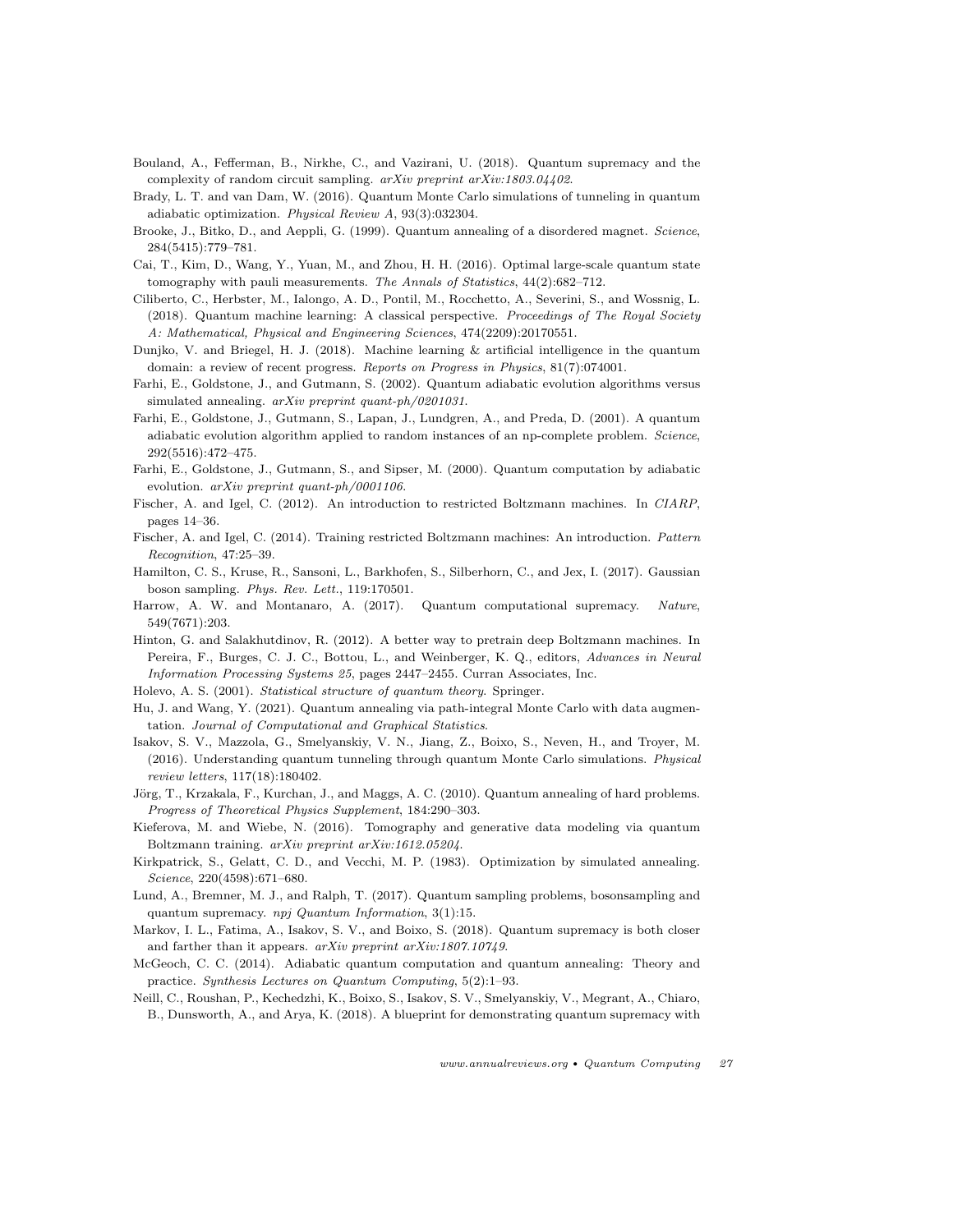Bouland, A., Fefferman, B., Nirkhe, C., and Vazirani, U. (2018). Quantum supremacy and the complexity of random circuit sampling. *arXiv preprint arXiv:1803.04402*.

Brady, L. T. and van Dam, W. (2016). Quantum Monte Carlo simulations of tunneling in quantum adiabatic optimization. *Physical Review A*, 93(3):032304.

Brooke, J., Bitko, D., and Aeppli, G. (1999). Quantum annealing of a disordered magnet. *Science*, 284(5415):779–781.

Cai, T., Kim, D., Wang, Y., Yuan, M., and Zhou, H. H. (2016). Optimal large-scale quantum state tomography with pauli measurements. *The Annals of Statistics*, 44(2):682–712.

Ciliberto, C., Herbster, M., Ialongo, A. D., Pontil, M., Rocchetto, A., Severini, S., and Wossnig, L. (2018). Quantum machine learning: A classical perspective. *Proceedings of The Royal Society A: Mathematical, Physical and Engineering Sciences*, 474(2209):20170551.

Dunjko, V. and Briegel, H. J. (2018). Machine learning & artificial intelligence in the quantum domain: a review of recent progress. *Reports on Progress in Physics*, 81(7):074001.

Farhi, E., Goldstone, J., and Gutmann, S. (2002). Quantum adiabatic evolution algorithms versus simulated annealing. *arXiv preprint quant-ph/0201031*.

Farhi, E., Goldstone, J., Gutmann, S., Lapan, J., Lundgren, A., and Preda, D. (2001). A quantum adiabatic evolution algorithm applied to random instances of an np-complete problem. *Science*, 292(5516):472–475.

Farhi, E., Goldstone, J., Gutmann, S., and Sipser, M. (2000). Quantum computation by adiabatic evolution. *arXiv preprint quant-ph/0001106*.

Fischer, A. and Igel, C. (2012). An introduction to restricted Boltzmann machines. In *CIARP*, pages 14–36.

Fischer, A. and Igel, C. (2014). Training restricted Boltzmann machines: An introduction. *Pattern Recognition*, 47:25–39.

Hamilton, C. S., Kruse, R., Sansoni, L., Barkhofen, S., Silberhorn, C., and Jex, I. (2017). Gaussian boson sampling. *Phys. Rev. Lett.*, 119:170501.

Harrow, A. W. and Montanaro, A. (2017). Quantum computational supremacy. *Nature*, 549(7671):203.

Hinton, G. and Salakhutdinov, R. (2012). A better way to pretrain deep Boltzmann machines. In Pereira, F., Burges, C. J. C., Bottou, L., and Weinberger, K. Q., editors, *Advances in Neural Information Processing Systems 25*, pages 2447–2455. Curran Associates, Inc.

Holevo, A. S. (2001). *Statistical structure of quantum theory*. Springer.

Hu, J. and Wang, Y. (2021). Quantum annealing via path-integral Monte Carlo with data augmentation. *Journal of Computational and Graphical Statistics*.

Isakov, S. V., Mazzola, G., Smelyanskiy, V. N., Jiang, Z., Boixo, S., Neven, H., and Troyer, M. (2016). Understanding quantum tunneling through quantum Monte Carlo simulations. *Physical review letters*, 117(18):180402.

Jörg, T., Krzakala, F., Kurchan, J., and Maggs, A. C. (2010). Quantum annealing of hard problems. *Progress of Theoretical Physics Supplement*, 184:290–303.

Kieferova, M. and Wiebe, N. (2016). Tomography and generative data modeling via quantum Boltzmann training. *arXiv preprint arXiv:1612.05204*.

Kirkpatrick, S., Gelatt, C. D., and Vecchi, M. P. (1983). Optimization by simulated annealing. *Science*, 220(4598):671–680.

Lund, A., Bremner, M. J., and Ralph, T. (2017). Quantum sampling problems, bosonsampling and quantum supremacy. *npj Quantum Information*, 3(1):15.

Markov, I. L., Fatima, A., Isakov, S. V., and Boixo, S. (2018). Quantum supremacy is both closer and farther than it appears. *arXiv preprint arXiv:1807.10749*.

McGeoch, C. C. (2014). Adiabatic quantum computation and quantum annealing: Theory and practice. *Synthesis Lectures on Quantum Computing*, 5(2):1–93.

Neill, C., Roushan, P., Kechedzhi, K., Boixo, S., Isakov, S. V., Smelyanskiy, V., Megrant, A., Chiaro, B., Dunsworth, A., and Arya, K. (2018). A blueprint for demonstrating quantum supremacy with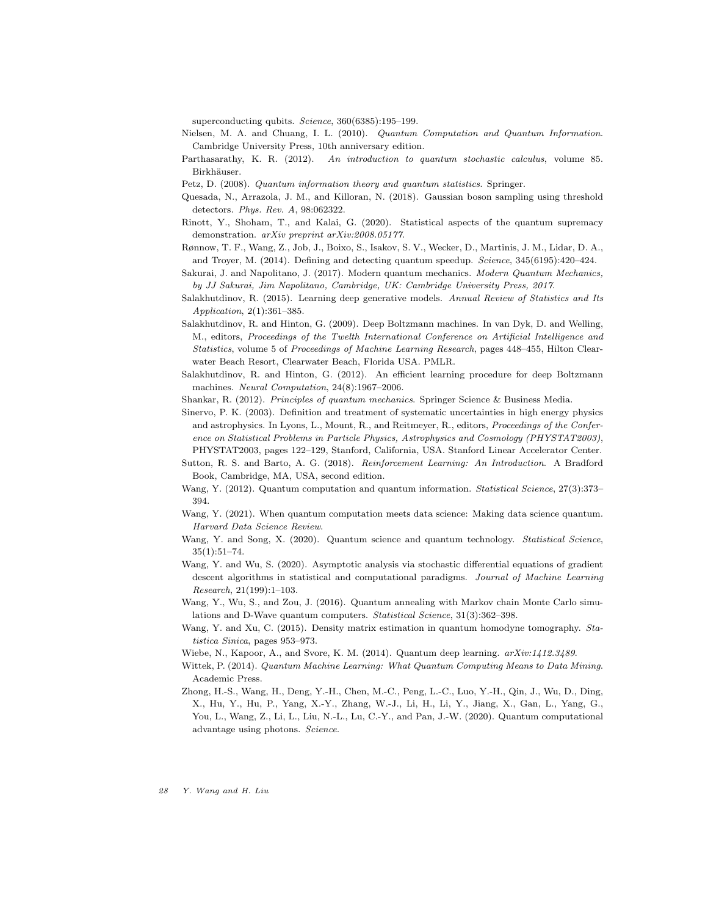superconducting qubits. *Science*, 360(6385):195–199.

Nielsen, M. A. and Chuang, I. L. (2010). *Quantum Computation and Quantum Information*. Cambridge University Press, 10th anniversary edition.

Parthasarathy, K. R. (2012). *An introduction to quantum stochastic calculus*, volume 85. Birkhäuser.

Petz, D. (2008). *Quantum information theory and quantum statistics*. Springer.

Quesada, N., Arrazola, J. M., and Killoran, N. (2018). Gaussian boson sampling using threshold detectors. *Phys. Rev. A*, 98:062322.

Rinott, Y., Shoham, T., and Kalai, G. (2020). Statistical aspects of the quantum supremacy demonstration. *arXiv preprint arXiv:2008.05177*.

Rønnow, T. F., Wang, Z., Job, J., Boixo, S., Isakov, S. V., Wecker, D., Martinis, J. M., Lidar, D. A., and Troyer, M. (2014). Defining and detecting quantum speedup. *Science*, 345(6195):420–424.

Sakurai, J. and Napolitano, J. (2017). Modern quantum mechanics. *Modern Quantum Mechanics, by JJ Sakurai, Jim Napolitano, Cambridge, UK: Cambridge University Press, 2017*.

Salakhutdinov, R. (2015). Learning deep generative models. *Annual Review of Statistics and Its Application*, 2(1):361–385.

Salakhutdinov, R. and Hinton, G. (2009). Deep Boltzmann machines. In van Dyk, D. and Welling, M., editors, *Proceedings of the Twelth International Conference on Artificial Intelligence and Statistics*, volume 5 of *Proceedings of Machine Learning Research*, pages 448–455, Hilton Clearwater Beach Resort, Clearwater Beach, Florida USA. PMLR.

Salakhutdinov, R. and Hinton, G. (2012). An efficient learning procedure for deep Boltzmann machines. *Neural Computation*, 24(8):1967–2006.

Shankar, R. (2012). *Principles of quantum mechanics*. Springer Science & Business Media.

Sinervo, P. K. (2003). Definition and treatment of systematic uncertainties in high energy physics and astrophysics. In Lyons, L., Mount, R., and Reitmeyer, R., editors, *Proceedings of the Conference on Statistical Problems in Particle Physics, Astrophysics and Cosmology (PHYSTAT2003)*, PHYSTAT2003, pages 122–129, Stanford, California, USA. Stanford Linear Accelerator Center.

Sutton, R. S. and Barto, A. G. (2018). *Reinforcement Learning: An Introduction*. A Bradford Book, Cambridge, MA, USA, second edition.

Wang, Y. (2012). Quantum computation and quantum information. *Statistical Science*, 27(3):373–394.

Wang, Y. (2021). When quantum computation meets data science: Making data science quantum. *Harvard Data Science Review*.

Wang, Y. and Song, X. (2020). Quantum science and quantum technology. *Statistical Science*, 35(1):51–74.

Wang, Y. and Wu, S. (2020). Asymptotic analysis via stochastic differential equations of gradient descent algorithms in statistical and computational paradigms. *Journal of Machine Learning Research*, 21(199):1–103.

Wang, Y., Wu, S., and Zou, J. (2016). Quantum annealing with Markov chain Monte Carlo simulations and D-Wave quantum computers. *Statistical Science*, 31(3):362–398.

Wang, Y. and Xu, C. (2015). Density matrix estimation in quantum homodyne tomography. *Statistica Sinica*, pages 953–973.

Wiebe, N., Kapoor, A., and Svore, K. M. (2014). Quantum deep learning. *arXiv:1412.3489*.

Wittek, P. (2014). *Quantum Machine Learning: What Quantum Computing Means to Data Mining*. Academic Press.

Zhong, H.-S., Wang, H., Deng, Y.-H., Chen, M.-C., Peng, L.-C., Luo, Y.-H., Qin, J., Wu, D., Ding, X., Hu, Y., Hu, P., Yang, X.-Y., Zhang, W.-J., Li, H., Li, Y., Jiang, X., Gan, L., Yang, G., You, L., Wang, Z., Li, L., Liu, N.-L., Lu, C.-Y., and Pan, J.-W. (2020). Quantum computational advantage using photons. *Science*.